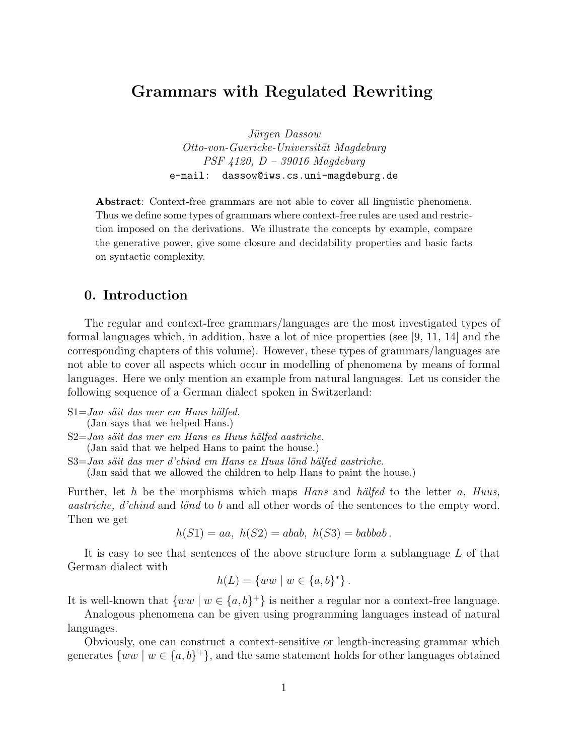# Grammars with Regulated Rewriting

*Jürgen Dassow*
*Otto-von-Guericke-Universität Magdeburg*
*PSF 4120, D – 39016 Magdeburg*
`e-mail: dassow@iws.cs.uni-magdeburg.de`

**Abstract**: Context-free grammars are not able to cover all linguistic phenomena. Thus we define some types of grammars where context-free rules are used and restriction imposed on the derivations. We illustrate the concepts by example, compare the generative power, give some closure and decidability properties and basic facts on syntactic complexity.

## 0. Introduction

The regular and context-free grammars/languages are the most investigated types of formal languages which, in addition, have a lot of nice properties (see [9, 11, 14] and the corresponding chapters of this volume). However, these types of grammars/languages are not able to cover all aspects which occur in modelling of phenomena by means of formal languages. Here we only mention an example from natural languages. Let us consider the following sequence of a German dialect spoken in Switzerland:

S1=*Jan säit das mer em Hans hälfed.*
(Jan says that we helped Hans.)
S2=*Jan säit das mer em Hans es Huus hälfed aastriche.*
(Jan said that we helped Hans to paint the house.)
S3=*Jan säit das mer d'chind em Hans es Huus lönd hälfed aastriche.*
(Jan said that we allowed the children to help Hans to paint the house.)

Further, let $h$ be the morphisms which maps *Hans* and *hälfed* to the letter $a$, *Huus, aastriche, d'chind* and *lönd* to $b$ and all other words of the sentences to the empty word. Then we get

$$h(S1) = aa,\ h(S2) = abab,\ h(S3) = babbab\,.$$

It is easy to see that sentences of the above structure form a sublanguage $L$ of that German dialect with

$$h(L) = \{ww \mid w \in \{a, b\}^*\}\,.$$

It is well-known that $\{ww \mid w \in \{a, b\}^+\}$ is neither a regular nor a context-free language.

Analogous phenomena can be given using programming languages instead of natural languages.

Obviously, one can construct a context-sensitive or length-increasing grammar which generates $\{ww \mid w \in \{a, b\}^+\}$, and the same statement holds for other languages obtained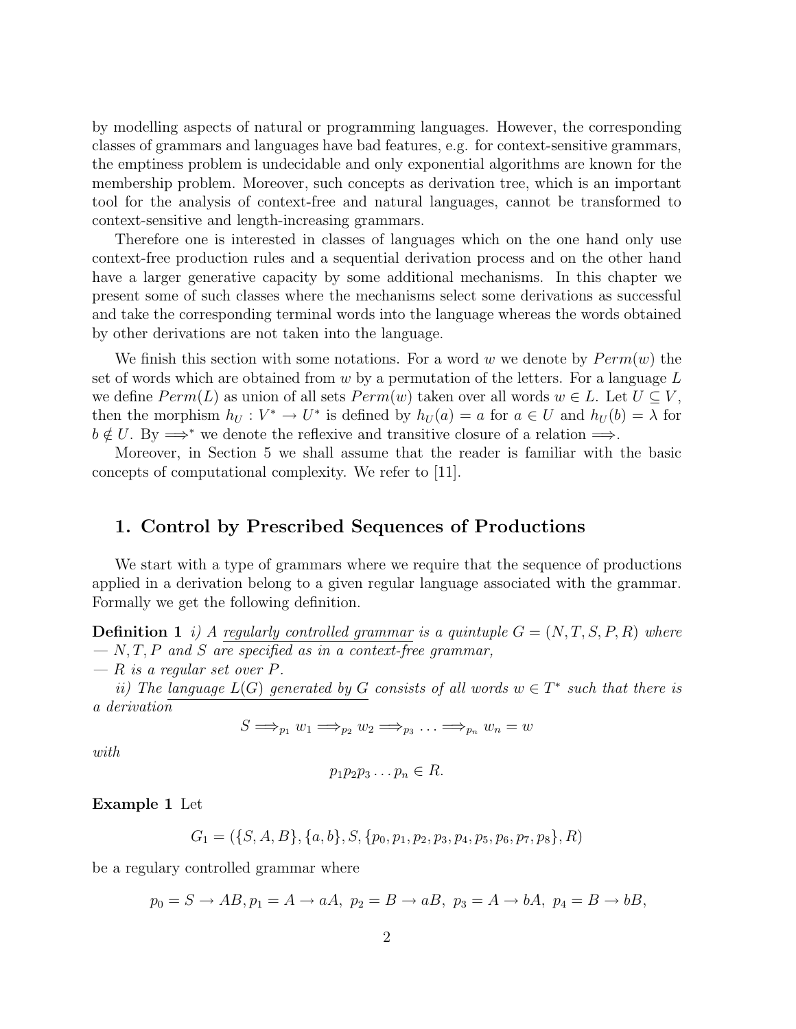by modelling aspects of natural or programming languages. However, the corresponding classes of grammars and languages have bad features, e.g. for context-sensitive grammars, the emptiness problem is undecidable and only exponential algorithms are known for the membership problem. Moreover, such concepts as derivation tree, which is an important tool for the analysis of context-free and natural languages, cannot be transformed to context-sensitive and length-increasing grammars.

Therefore one is interested in classes of languages which on the one hand only use context-free production rules and a sequential derivation process and on the other hand have a larger generative capacity by some additional mechanisms. In this chapter we present some of such classes where the mechanisms select some derivations as successful and take the corresponding terminal words into the language whereas the words obtained by other derivations are not taken into the language.

We finish this section with some notations. For a word $w$ we denote by $Perm(w)$ the set of words which are obtained from $w$ by a permutation of the letters. For a language $L$ we define $Perm(L)$ as union of all sets $Perm(w)$ taken over all words $w \in L$. Let $U \subseteq V$, then the morphism $h_U : V^* \to U^*$ is defined by $h_U(a) = a$ for $a \in U$ and $h_U(b) = \lambda$ for $b \notin U$. By $\Longrightarrow^*$ we denote the reflexive and transitive closure of a relation $\Longrightarrow$.

Moreover, in Section 5 we shall assume that the reader is familiar with the basic concepts of computational complexity. We refer to [11].

## 1. Control by Prescribed Sequences of Productions

We start with a type of grammars where we require that the sequence of productions applied in a derivation belong to a given regular language associated with the grammar. Formally we get the following definition.

**Definition 1** *i) A regularly controlled grammar is a quintuple $G = (N, T, S, P, R)$ where*
*— $N, T, P$ and $S$ are specified as in a context-free grammar,*
*— $R$ is a regular set over $P$.*

*ii) The language $L(G)$ generated by $G$ consists of all words $w \in T^*$ such that there is a derivation*

$$S \Longrightarrow_{p_1} w_1 \Longrightarrow_{p_2} w_2 \Longrightarrow_{p_3} \ldots \Longrightarrow_{p_n} w_n = w$$

*with*

$$p_1 p_2 p_3 \ldots p_n \in R.$$

**Example 1** Let

$$G_1 = (\{S, A, B\}, \{a, b\}, S, \{p_0, p_1, p_2, p_3, p_4, p_5, p_6, p_7, p_8\}, R)$$

be a regulary controlled grammar where

$$p_0 = S \to AB, p_1 = A \to aA,\ p_2 = B \to aB,\ p_3 = A \to bA,\ p_4 = B \to bB,$$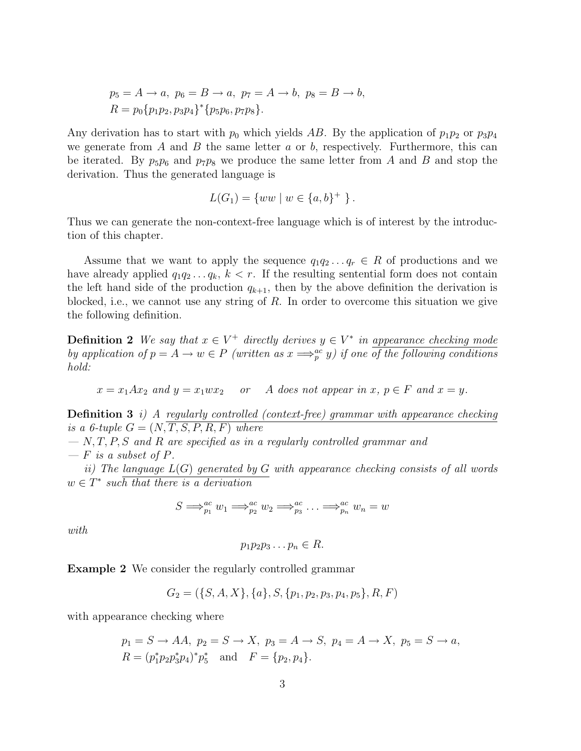$$p_5 = A \to a,\ p_6 = B \to a,\ p_7 = A \to b,\ p_8 = B \to b,$$
$$R = p_0\{p_1p_2, p_3p_4\}^*\{p_5p_6, p_7p_8\}.$$

Any derivation has to start with $p_0$ which yields $AB$. By the application of $p_1p_2$ or $p_3p_4$ we generate from $A$ and $B$ the same letter $a$ or $b$, respectively. Furthermore, this can be iterated. By $p_5p_6$ and $p_7p_8$ we produce the same letter from $A$ and $B$ and stop the derivation. Thus the generated language is

$$L(G_1) = \{ww \mid w \in \{a, b\}^+\ \}.$$

Thus we can generate the non-context-free language which is of interest by the introduction of this chapter.

Assume that we want to apply the sequence $q_1q_2 \dots q_r \in R$ of productions and we have already applied $q_1q_2 \dots q_k$, $k < r$. If the resulting sentential form does not contain the left hand side of the production $q_{k+1}$, then by the above definition the derivation is blocked, i.e., we cannot use any string of $R$. In order to overcome this situation we give the following definition.

**Definition 2** *We say that $x \in V^+$ directly derives $y \in V^*$ in appearance checking mode by application of $p = A \to w \in P$ (written as $x \Longrightarrow_p^{ac} y$) if one of the following conditions hold:*

$$x = x_1Ax_2 \text{ and } y = x_1wx_2 \quad \text{or} \quad A \text{ does not appear in } x,\ p \in F \text{ and } x = y.$$

**Definition 3** *i) A regularly controlled (context-free) grammar with appearance checking is a 6-tuple $G = (N, T, S, P, R, F)$ where*
*— $N, T, P, S$ and $R$ are specified as in a regularly controlled grammar and*
*— $F$ is a subset of $P$.*

*ii) The language $L(G)$ generated by $G$ with appearance checking consists of all words $w \in T^*$ such that there is a derivation*

$$S \Longrightarrow_{p_1}^{ac} w_1 \Longrightarrow_{p_2}^{ac} w_2 \Longrightarrow_{p_3}^{ac} \dots \Longrightarrow_{p_n}^{ac} w_n = w$$

*with*

$$p_1p_2p_3 \dots p_n \in R.$$

**Example 2** We consider the regularly controlled grammar

$$G_2 = (\{S, A, X\}, \{a\}, S, \{p_1, p_2, p_3, p_4, p_5\}, R, F)$$

with appearance checking where

$$p_1 = S \to AA,\ p_2 = S \to X,\ p_3 = A \to S,\ p_4 = A \to X,\ p_5 = S \to a,$$
$$R = (p_1^*p_2p_3^*p_4)^*p_5^* \quad \text{and} \quad F = \{p_2, p_4\}.$$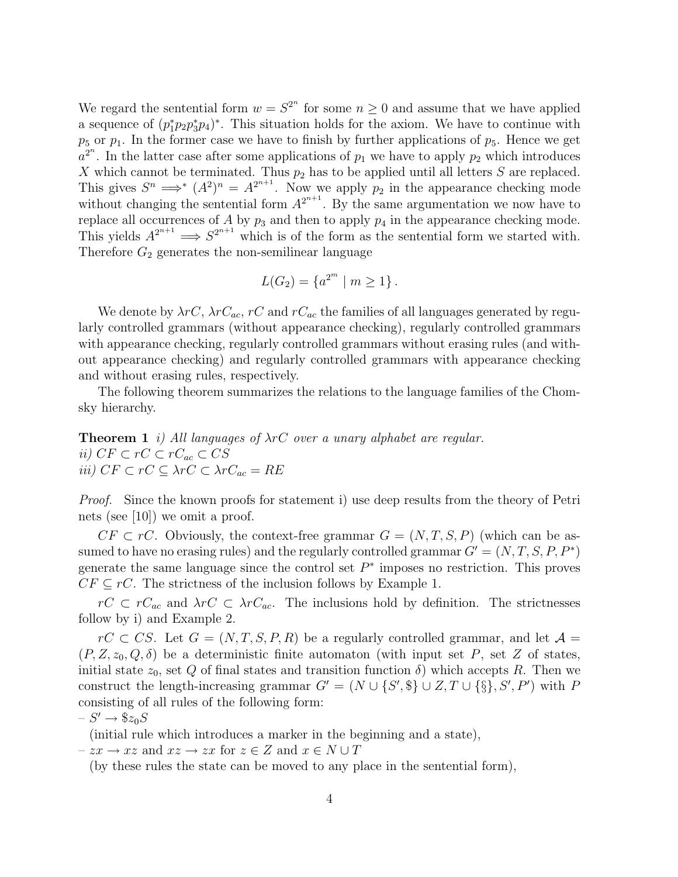We regard the sentential form $w = S^{2^n}$ for some $n \geq 0$ and assume that we have applied a sequence of $(p_1^* p_2 p_3^* p_4)^*$. This situation holds for the axiom. We have to continue with $p_5$ or $p_1$. In the former case we have to finish by further applications of $p_5$. Hence we get $a^{2^n}$. In the latter case after some applications of $p_1$ we have to apply $p_2$ which introduces $X$ which cannot be terminated. Thus $p_2$ has to be applied until all letters $S$ are replaced. This gives $S^n \Longrightarrow^* (A^2)^n = A^{2^{n+1}}$. Now we apply $p_2$ in the appearance checking mode without changing the sentential form $A^{2^{n+1}}$. By the same argumentation we now have to replace all occurrences of $A$ by $p_3$ and then to apply $p_4$ in the appearance checking mode. This yields $A^{2^{n+1}} \Longrightarrow S^{2^{n+1}}$ which is of the form as the sentential form we started with. Therefore $G_2$ generates the non-semilinear language

$$L(G_2) = \{a^{2^m} \mid m \geq 1\}.$$

We denote by $\lambda rC$, $\lambda rC_{ac}$, $rC$ and $rC_{ac}$ the families of all languages generated by regularly controlled grammars (without appearance checking), regularly controlled grammars with appearance checking, regularly controlled grammars without erasing rules (and without appearance checking) and regularly controlled grammars with appearance checking and without erasing rules, respectively.

The following theorem summarizes the relations to the language families of the Chomsky hierarchy.

**Theorem 1** *i) All languages of $\lambda rC$ over a unary alphabet are regular.*
*ii) $CF \subset rC \subset rC_{ac} \subset CS$*
*iii) $CF \subset rC \subseteq \lambda rC \subset \lambda rC_{ac} = RE$*

*Proof.* Since the known proofs for statement i) use deep results from the theory of Petri nets (see [10]) we omit a proof.

$CF \subset rC$. Obviously, the context-free grammar $G = (N, T, S, P)$ (which can be assumed to have no erasing rules) and the regularly controlled grammar $G' = (N, T, S, P, P^*)$ generate the same language since the control set $P^*$ imposes no restriction. This proves $CF \subseteq rC$. The strictness of the inclusion follows by Example 1.

$rC \subset rC_{ac}$ and $\lambda rC \subset \lambda rC_{ac}$. The inclusions hold by definition. The strictnesses follow by i) and Example 2.

$rC \subset CS$. Let $G = (N, T, S, P, R)$ be a regularly controlled grammar, and let $\mathcal{A} = (P, Z, z_0, Q, \delta)$ be a deterministic finite automaton (with input set $P$, set $Z$ of states, initial state $z_0$, set $Q$ of final states and transition function $\delta$) which accepts $R$. Then we construct the length-increasing grammar $G' = (N \cup \{S', \$\} \cup Z, T \cup \{\S\}, S', P')$ with $P$ consisting of all rules of the following form:

– $S' \to \$z_0 S$
  (initial rule which introduces a marker in the beginning and a state),
– $zx \to xz$ and $xz \to zx$ for $z \in Z$ and $x \in N \cup T$
  (by these rules the state can be moved to any place in the sentential form),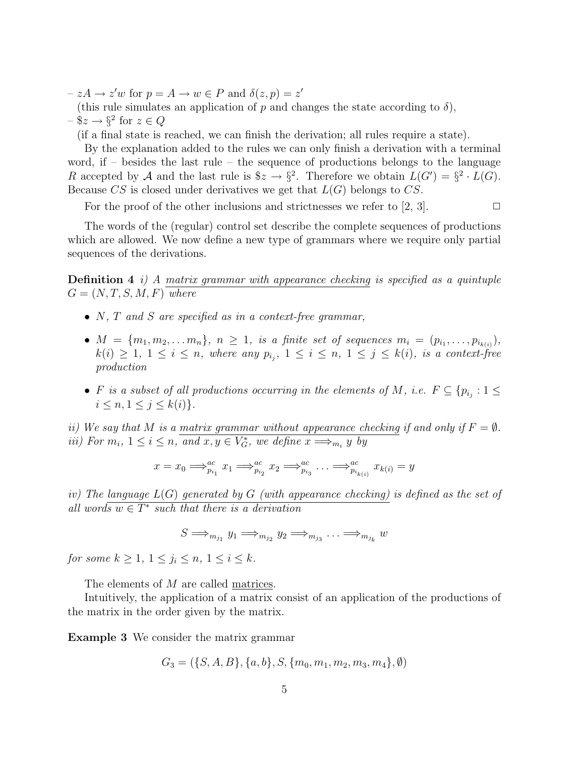– $zA \to z'w$ for $p = A \to w \in P$ and $\delta(z, p) = z'$

(this rule simulates an application of $p$ and changes the state according to $\delta$),

– $\$z \to \S^2$ for $z \in Q$

(if a final state is reached, we can finish the derivation; all rules require a state).

By the explanation added to the rules we can only finish a derivation with a terminal word, if – besides the last rule – the sequence of productions belongs to the language $R$ accepted by $\mathcal{A}$ and the last rule is $\$z \to \S^2$. Therefore we obtain $L(G') = \S^2 \cdot L(G)$. Because $CS$ is closed under derivatives we get that $L(G)$ belongs to $CS$.

For the proof of the other inclusions and strictnesses we refer to [2, 3]. $\Box$

The words of the (regular) control set describe the complete sequences of productions which are allowed. We now define a new type of grammars where we require only partial sequences of the derivations.

**Definition 4** *i) A matrix grammar with appearance checking is specified as a quintuple $G = (N, T, S, M, F)$ where*

- *$N$, $T$ and $S$ are specified as in a context-free grammar,*
- *$M = \{m_1, m_2, \ldots m_n\}$, $n \geq 1$, is a finite set of sequences $m_i = (p_{i_1}, \ldots, p_{i_{k(i)}})$, $k(i) \geq 1$, $1 \leq i \leq n$, where any $p_{i_j}$, $1 \leq i \leq n$, $1 \leq j \leq k(i)$, is a context-free production*
- *$F$ is a subset of all productions occurring in the elements of $M$, i.e. $F \subseteq \{p_{i_j} : 1 \leq i \leq n, 1 \leq j \leq k(i)\}$.*

*ii) We say that $M$ is a matrix grammar without appearance checking if and only if $F = \emptyset$.*
*iii) For $m_i$, $1 \leq i \leq n$, and $x, y \in V_G^*$, we define $x \Longrightarrow_{m_i} y$ by*

$$x = x_0 \Longrightarrow^{ac}_{p_{i_1}} x_1 \Longrightarrow^{ac}_{p_{i_2}} x_2 \Longrightarrow^{ac}_{p_{i_3}} \ldots \Longrightarrow^{ac}_{p_{i_{k(i)}}} x_{k(i)} = y$$

*iv) The language $L(G)$ generated by $G$ (with appearance checking) is defined as the set of all words $w \in T^*$ such that there is a derivation*

$$S \Longrightarrow_{m_{j_1}} y_1 \Longrightarrow_{m_{j_2}} y_2 \Longrightarrow_{m_{j_3}} \ldots \Longrightarrow_{m_{j_k}} w$$

*for some $k \geq 1$, $1 \leq j_i \leq n$, $1 \leq i \leq k$.*

The elements of $M$ are called matrices.

Intuitively, the application of a matrix consist of an application of the productions of the matrix in the order given by the matrix.

**Example 3** We consider the matrix grammar

$$G_3 = (\{S, A, B\}, \{a, b\}, S, \{m_0, m_1, m_2, m_3, m_4\}, \emptyset)$$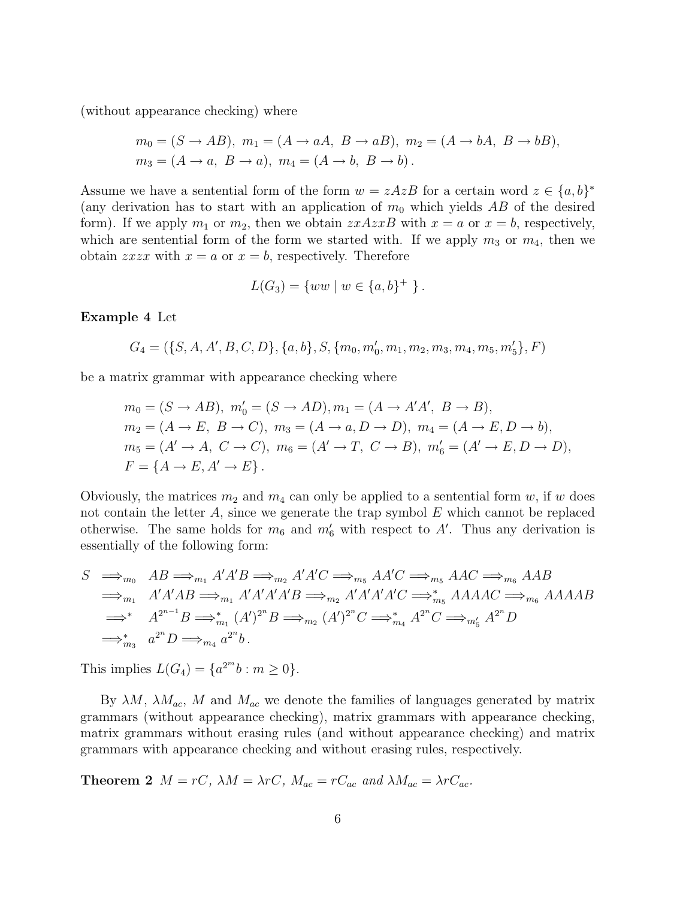(without appearance checking) where

$$
\begin{aligned}
& m_0 = (S \to AB),\ m_1 = (A \to aA,\ B \to aB),\ m_2 = (A \to bA,\ B \to bB), \\
& m_3 = (A \to a,\ B \to a),\ m_4 = (A \to b,\ B \to b).
\end{aligned}
$$

Assume we have a sentential form of the form $w = zAzB$ for a certain word $z \in \{a,b\}^*$ (any derivation has to start with an application of $m_0$ which yields $AB$ of the desired form). If we apply $m_1$ or $m_2$, then we obtain $zxAzxB$ with $x = a$ or $x = b$, respectively, which are sentential form of the form we started with. If we apply $m_3$ or $m_4$, then we obtain $zxzx$ with $x = a$ or $x = b$, respectively. Therefore

$$
L(G_3) = \{ww \mid w \in \{a,b\}^+\ \}.
$$

**Example 4** Let

$$
G_4 = (\{S, A, A', B, C, D\}, \{a, b\}, S, \{m_0, m_0', m_1, m_2, m_3, m_4, m_5, m_5'\}, F)
$$

be a matrix grammar with appearance checking where

$$
\begin{aligned}
& m_0 = (S \to AB),\ m_0' = (S \to AD), m_1 = (A \to A'A',\ B \to B), \\
& m_2 = (A \to E,\ B \to C),\ m_3 = (A \to a, D \to D),\ m_4 = (A \to E, D \to b), \\
& m_5 = (A' \to A,\ C \to C),\ m_6 = (A' \to T,\ C \to B),\ m_6' = (A' \to E, D \to D), \\
& F = \{A \to E, A' \to E\}.
\end{aligned}
$$

Obviously, the matrices $m_2$ and $m_4$ can only be applied to a sentential form $w$, if $w$ does not contain the letter $A$, since we generate the trap symbol $E$ which cannot be replaced otherwise. The same holds for $m_6$ and $m_6'$ with respect to $A'$. Thus any derivation is essentially of the following form:

$$
\begin{aligned}
S \ & \Longrightarrow_{m_0} \ AB \Longrightarrow_{m_1} A'A'B \Longrightarrow_{m_2} A'A'C \Longrightarrow_{m_5} AA'C \Longrightarrow_{m_5} AAC \Longrightarrow_{m_6} AAB \\
& \Longrightarrow_{m_1} \ A'A'AB \Longrightarrow_{m_1} A'A'A'A'B \Longrightarrow_{m_2} A'A'A'A'C \Longrightarrow_{m_5}^{*} AAAAC \Longrightarrow_{m_6} AAAAB \\
& \Longrightarrow^{*} \ A^{2^{n-1}}B \Longrightarrow_{m_1}^{*} (A')^{2^n}B \Longrightarrow_{m_2} (A')^{2^n}C \Longrightarrow_{m_4}^{*} A^{2^n}C \Longrightarrow_{m_5'} A^{2^n}D \\
& \Longrightarrow_{m_3}^{*} \ a^{2^n}D \Longrightarrow_{m_4} a^{2^n}b.
\end{aligned}
$$

This implies $L(G_4) = \{a^{2^m}b : m \geq 0\}$.

By $\lambda M$, $\lambda M_{ac}$, $M$ and $M_{ac}$ we denote the families of languages generated by matrix grammars (without appearance checking), matrix grammars with appearance checking, matrix grammars without erasing rules (and without appearance checking) and matrix grammars with appearance checking and without erasing rules, respectively.

**Theorem 2** *$M = rC$, $\lambda M = \lambda rC$, $M_{ac} = rC_{ac}$ and $\lambda M_{ac} = \lambda rC_{ac}$.*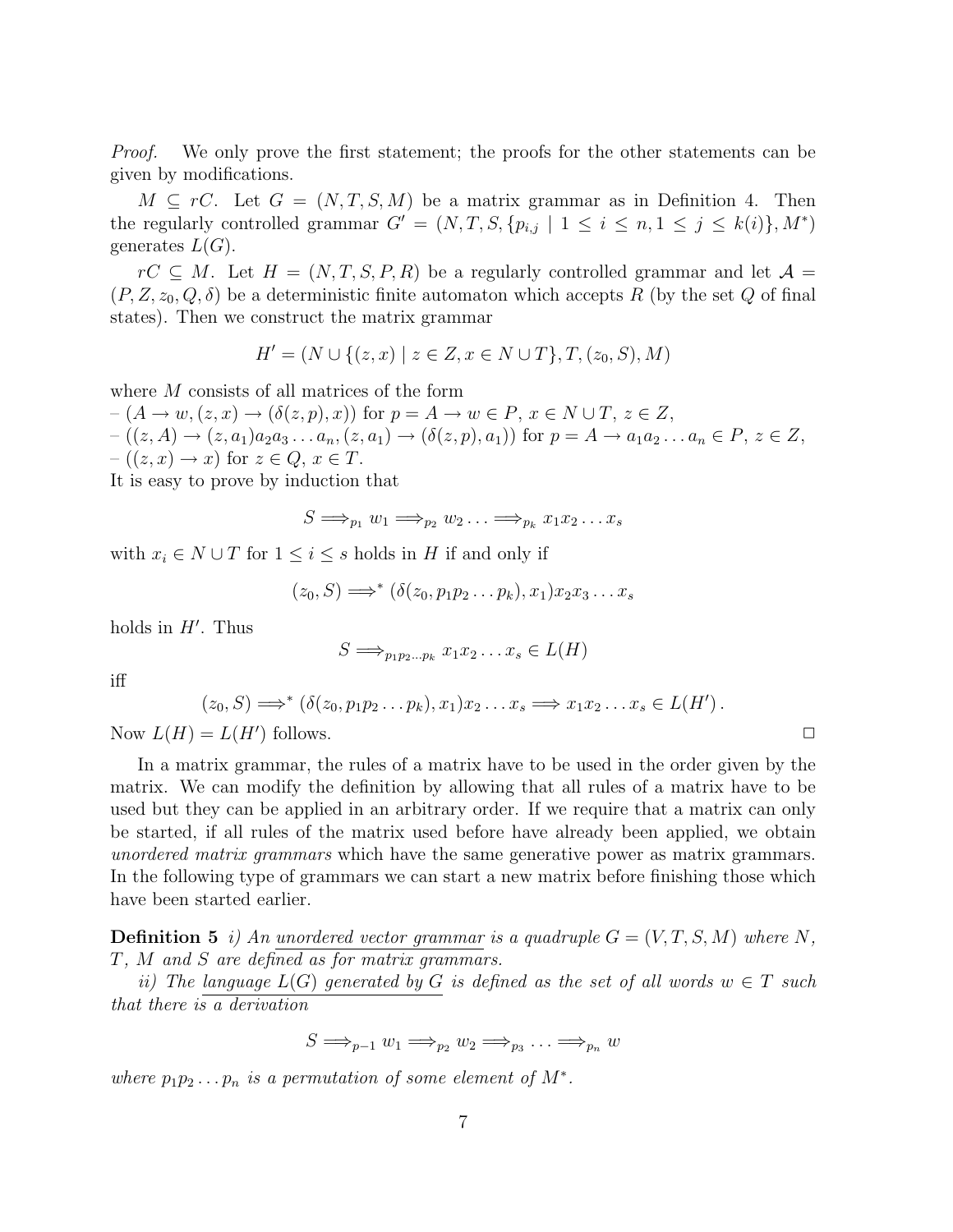*Proof.* We only prove the first statement; the proofs for the other statements can be given by modifications.

$M \subseteq rC$. Let $G = (N, T, S, M)$ be a matrix grammar as in Definition 4. Then the regularly controlled grammar $G' = (N, T, S, \{p_{i,j} \mid 1 \leq i \leq n, 1 \leq j \leq k(i)\}, M^*)$ generates $L(G)$.

$rC \subseteq M$. Let $H = (N, T, S, P, R)$ be a regularly controlled grammar and let $\mathcal{A} = (P, Z, z_0, Q, \delta)$ be a deterministic finite automaton which accepts $R$ (by the set $Q$ of final states). Then we construct the matrix grammar

$$H' = (N \cup \{(z, x) \mid z \in Z, x \in N \cup T\}, T, (z_0, S), M)$$

where $M$ consists of all matrices of the form
– $(A \to w, (z, x) \to (\delta(z, p), x))$ for $p = A \to w \in P$, $x \in N \cup T$, $z \in Z$,
– $((z, A) \to (z, a_1)a_2a_3 \ldots a_n, (z, a_1) \to (\delta(z, p), a_1))$ for $p = A \to a_1a_2 \ldots a_n \in P$, $z \in Z$,
– $((z, x) \to x)$ for $z \in Q$, $x \in T$.
It is easy to prove by induction that

$$S \Longrightarrow_{p_1} w_1 \Longrightarrow_{p_2} w_2 \ldots \Longrightarrow_{p_k} x_1x_2 \ldots x_s$$

with $x_i \in N \cup T$ for $1 \leq i \leq s$ holds in $H$ if and only if

$$(z_0, S) \Longrightarrow^* (\delta(z_0, p_1p_2 \ldots p_k), x_1)x_2x_3 \ldots x_s$$

holds in $H'$. Thus

$$S \Longrightarrow_{p_1p_2 \ldots p_k} x_1x_2 \ldots x_s \in L(H)$$

iff

$$(z_0, S) \Longrightarrow^* (\delta(z_0, p_1p_2 \ldots p_k), x_1)x_2 \ldots x_s \Longrightarrow x_1x_2 \ldots x_s \in L(H').$$

Now $L(H) = L(H')$ follows. □

In a matrix grammar, the rules of a matrix have to be used in the order given by the matrix. We can modify the definition by allowing that all rules of a matrix have to be used but they can be applied in an arbitrary order. If we require that a matrix can only be started, if all rules of the matrix used before have already been applied, we obtain *unordered matrix grammars* which have the same generative power as matrix grammars. In the following type of grammars we can start a new matrix before finishing those which have been started earlier.

**Definition 5** *i) An unordered vector grammar is a quadruple $G = (V, T, S, M)$ where $N$, $T$, $M$ and $S$ are defined as for matrix grammars.*

*ii) The language $L(G)$ generated by $G$ is defined as the set of all words $w \in T$ such that there is a derivation*

$$S \Longrightarrow_{p-1} w_1 \Longrightarrow_{p_2} w_2 \Longrightarrow_{p_3} \ldots \Longrightarrow_{p_n} w$$

*where $p_1p_2 \ldots p_n$ is a permutation of some element of $M^*$.*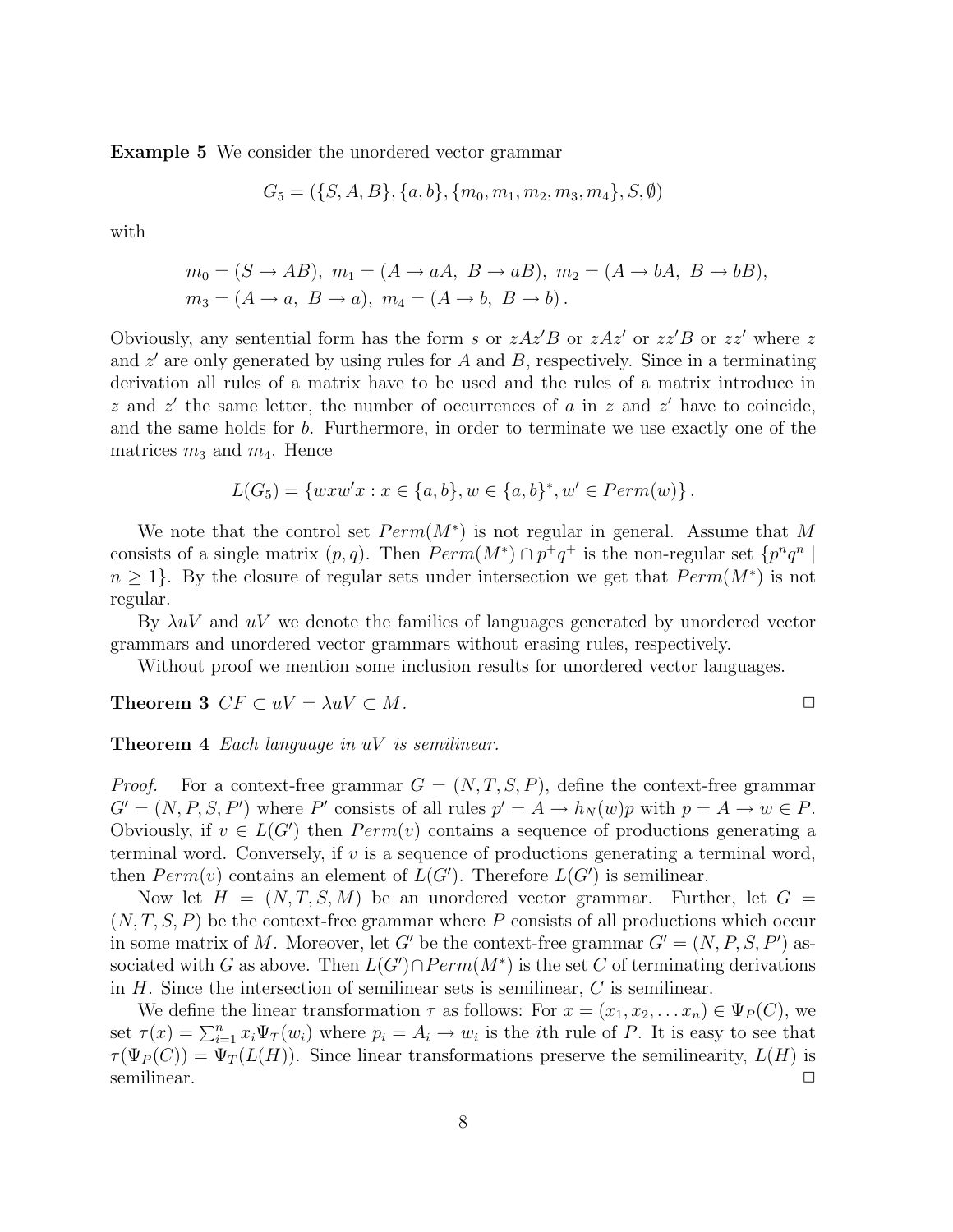**Example 5** We consider the unordered vector grammar

$$G_5 = (\{S, A, B\}, \{a, b\}, \{m_0, m_1, m_2, m_3, m_4\}, S, \emptyset)$$

with

$$m_0 = (S \to AB),\ m_1 = (A \to aA,\ B \to aB),\ m_2 = (A \to bA,\ B \to bB),$$
$$m_3 = (A \to a,\ B \to a),\ m_4 = (A \to b,\ B \to b)\,.$$

Obviously, any sentential form has the form $s$ or $zAz'B$ or $zAz'$ or $zz'B$ or $zz'$ where $z$ and $z'$ are only generated by using rules for $A$ and $B$, respectively. Since in a terminating derivation all rules of a matrix have to be used and the rules of a matrix introduce in $z$ and $z'$ the same letter, the number of occurrences of $a$ in $z$ and $z'$ have to coincide, and the same holds for $b$. Furthermore, in order to terminate we use exactly one of the matrices $m_3$ and $m_4$. Hence

$$L(G_5) = \{wxw'x : x \in \{a, b\}, w \in \{a, b\}^*, w' \in Perm(w)\}\,.$$

We note that the control set $Perm(M^*)$ is not regular in general. Assume that $M$ consists of a single matrix $(p, q)$. Then $Perm(M^*) \cap p^+q^+$ is the non-regular set $\{p^nq^n \mid n \geq 1\}$. By the closure of regular sets under intersection we get that $Perm(M^*)$ is not regular.

By $\lambda uV$ and $uV$ we denote the families of languages generated by unordered vector grammars and unordered vector grammars without erasing rules, respectively.

Without proof we mention some inclusion results for unordered vector languages.

**Theorem 3** $CF \subset uV = \lambda uV \subset M$. □

**Theorem 4** *Each language in $uV$ is semilinear.*

*Proof.* For a context-free grammar $G = (N, T, S, P)$, define the context-free grammar $G' = (N, P, S, P')$ where $P'$ consists of all rules $p' = A \to h_N(w)p$ with $p = A \to w \in P$. Obviously, if $v \in L(G')$ then $Perm(v)$ contains a sequence of productions generating a terminal word. Conversely, if $v$ is a sequence of productions generating a terminal word, then $Perm(v)$ contains an element of $L(G')$. Therefore $L(G')$ is semilinear.

Now let $H = (N, T, S, M)$ be an unordered vector grammar. Further, let $G = (N, T, S, P)$ be the context-free grammar where $P$ consists of all productions which occur in some matrix of $M$. Moreover, let $G'$ be the context-free grammar $G' = (N, P, S, P')$ associated with $G$ as above. Then $L(G') \cap Perm(M^*)$ is the set $C$ of terminating derivations in $H$. Since the intersection of semilinear sets is semilinear, $C$ is semilinear.

We define the linear transformation $\tau$ as follows: For $x = (x_1, x_2, \ldots x_n) \in \Psi_P(C)$, we set $\tau(x) = \sum_{i=1}^{n} x_i \Psi_T(w_i)$ where $p_i = A_i \to w_i$ is the $i$th rule of $P$. It is easy to see that $\tau(\Psi_P(C)) = \Psi_T(L(H))$. Since linear transformations preserve the semilinearity, $L(H)$ is semilinear. □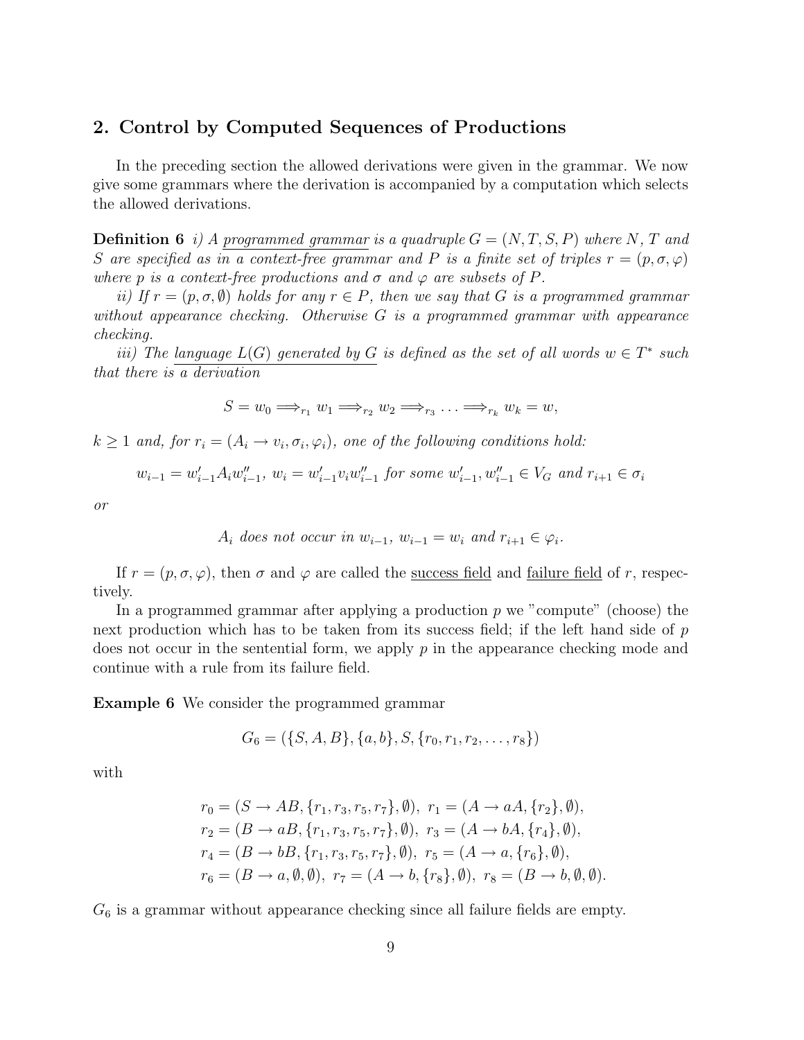## 2. Control by Computed Sequences of Productions

In the preceding section the allowed derivations were given in the grammar. We now give some grammars where the derivation is accompanied by a computation which selects the allowed derivations.

**Definition 6** *i) A programmed grammar is a quadruple $G = (N, T, S, P)$ where $N$, $T$ and $S$ are specified as in a context-free grammar and $P$ is a finite set of triples $r = (p, \sigma, \varphi)$ where $p$ is a context-free productions and $\sigma$ and $\varphi$ are subsets of $P$.*

*ii) If $r = (p, \sigma, \emptyset)$ holds for any $r \in P$, then we say that $G$ is a programmed grammar without appearance checking. Otherwise $G$ is a programmed grammar with appearance checking.*

*iii) The language $L(G)$ generated by $G$ is defined as the set of all words $w \in T^*$ such that there is a derivation*

$$S = w_0 \Longrightarrow_{r_1} w_1 \Longrightarrow_{r_2} w_2 \Longrightarrow_{r_3} \ldots \Longrightarrow_{r_k} w_k = w,$$

*$k \geq 1$ and, for $r_i = (A_i \to v_i, \sigma_i, \varphi_i)$, one of the following conditions hold:*

$$w_{i-1} = w'_{i-1} A_i w''_{i-1},\ w_i = w'_{i-1} v_i w''_{i-1} \text{ for some } w'_{i-1}, w''_{i-1} \in V_G \text{ and } r_{i+1} \in \sigma_i$$

*or*

$$A_i \text{ does not occur in } w_{i-1},\ w_{i-1} = w_i \text{ and } r_{i+1} \in \varphi_i.$$

If $r = (p, \sigma, \varphi)$, then $\sigma$ and $\varphi$ are called the success field and failure field of $r$, respectively.

In a programmed grammar after applying a production $p$ we "compute" (choose) the next production which has to be taken from its success field; if the left hand side of $p$ does not occur in the sentential form, we apply $p$ in the appearance checking mode and continue with a rule from its failure field.

**Example 6** We consider the programmed grammar

$$G_6 = (\{S, A, B\}, \{a, b\}, S, \{r_0, r_1, r_2, \ldots, r_8\})$$

with

$$\begin{aligned}
&r_0 = (S \to AB, \{r_1, r_3, r_5, r_7\}, \emptyset),\ r_1 = (A \to aA, \{r_2\}, \emptyset),\\
&r_2 = (B \to aB, \{r_1, r_3, r_5, r_7\}, \emptyset),\ r_3 = (A \to bA, \{r_4\}, \emptyset),\\
&r_4 = (B \to bB, \{r_1, r_3, r_5, r_7\}, \emptyset),\ r_5 = (A \to a, \{r_6\}, \emptyset),\\
&r_6 = (B \to a, \emptyset, \emptyset),\ r_7 = (A \to b, \{r_8\}, \emptyset),\ r_8 = (B \to b, \emptyset, \emptyset).
\end{aligned}$$

$G_6$ is a grammar without appearance checking since all failure fields are empty.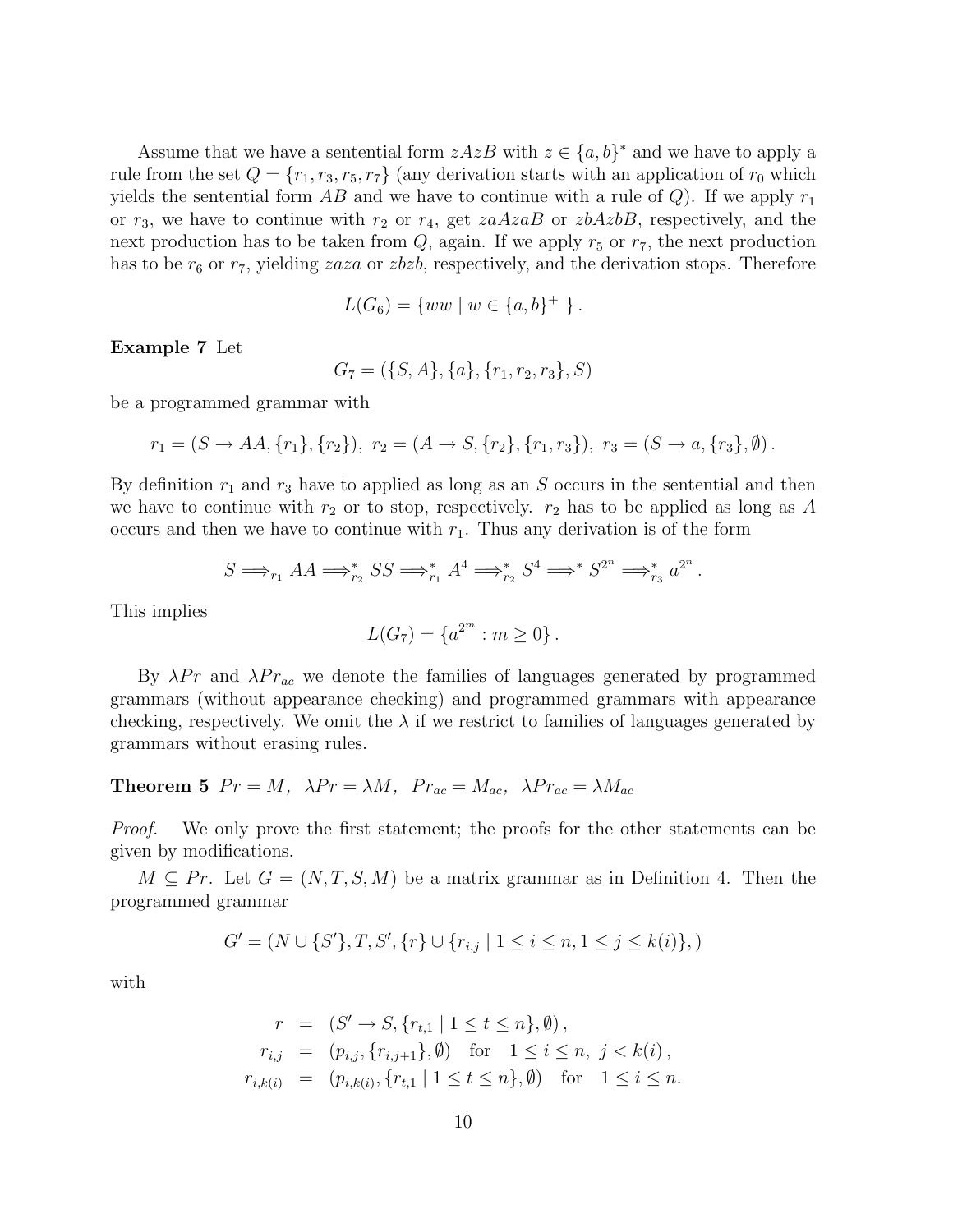Assume that we have a sentential form $zAzB$ with $z \in \{a,b\}^*$ and we have to apply a rule from the set $Q = \{r_1, r_3, r_5, r_7\}$ (any derivation starts with an application of $r_0$ which yields the sentential form $AB$ and we have to continue with a rule of $Q$). If we apply $r_1$ or $r_3$, we have to continue with $r_2$ or $r_4$, get $zaAzaB$ or $zbAzbB$, respectively, and the next production has to be taken from $Q$, again. If we apply $r_5$ or $r_7$, the next production has to be $r_6$ or $r_7$, yielding $zaza$ or $zbzb$, respectively, and the derivation stops. Therefore

$$L(G_6) = \{ww \mid w \in \{a,b\}^+\ \}.$$

**Example 7** Let

$$G_7 = (\{S, A\}, \{a\}, \{r_1, r_2, r_3\}, S)$$

be a programmed grammar with

$$r_1 = (S \to AA, \{r_1\}, \{r_2\}),\ r_2 = (A \to S, \{r_2\}, \{r_1, r_3\}),\ r_3 = (S \to a, \{r_3\}, \emptyset).$$

By definition $r_1$ and $r_3$ have to applied as long as an $S$ occurs in the sentential and then we have to continue with $r_2$ or to stop, respectively. $r_2$ has to be applied as long as $A$ occurs and then we have to continue with $r_1$. Thus any derivation is of the form

$$S \Longrightarrow_{r_1} AA \Longrightarrow^*_{r_2} SS \Longrightarrow^*_{r_1} A^4 \Longrightarrow^*_{r_2} S^4 \Longrightarrow^* S^{2^n} \Longrightarrow^*_{r_3} a^{2^n}.$$

This implies

$$L(G_7) = \{a^{2^m} : m \geq 0\}.$$

By $\lambda Pr$ and $\lambda Pr_{ac}$ we denote the families of languages generated by programmed grammars (without appearance checking) and programmed grammars with appearance checking, respectively. We omit the $\lambda$ if we restrict to families of languages generated by grammars without erasing rules.

**Theorem 5** $Pr = M,\ \ \lambda Pr = \lambda M,\ \ Pr_{ac} = M_{ac},\ \ \lambda Pr_{ac} = \lambda M_{ac}$

*Proof.* We only prove the first statement; the proofs for the other statements can be given by modifications.

$M \subseteq Pr$. Let $G = (N, T, S, M)$ be a matrix grammar as in Definition 4. Then the programmed grammar

$$G' = (N \cup \{S'\}, T, S', \{r\} \cup \{r_{i,j} \mid 1 \leq i \leq n, 1 \leq j \leq k(i)\}, )$$

with

$$\begin{aligned}
r &= (S' \to S, \{r_{t,1} \mid 1 \leq t \leq n\}, \emptyset), \\
r_{i,j} &= (p_{i,j}, \{r_{i,j+1}\}, \emptyset) \quad \text{for} \quad 1 \leq i \leq n,\ j < k(i), \\
r_{i,k(i)} &= (p_{i,k(i)}, \{r_{t,1} \mid 1 \leq t \leq n\}, \emptyset) \quad \text{for} \quad 1 \leq i \leq n.
\end{aligned}$$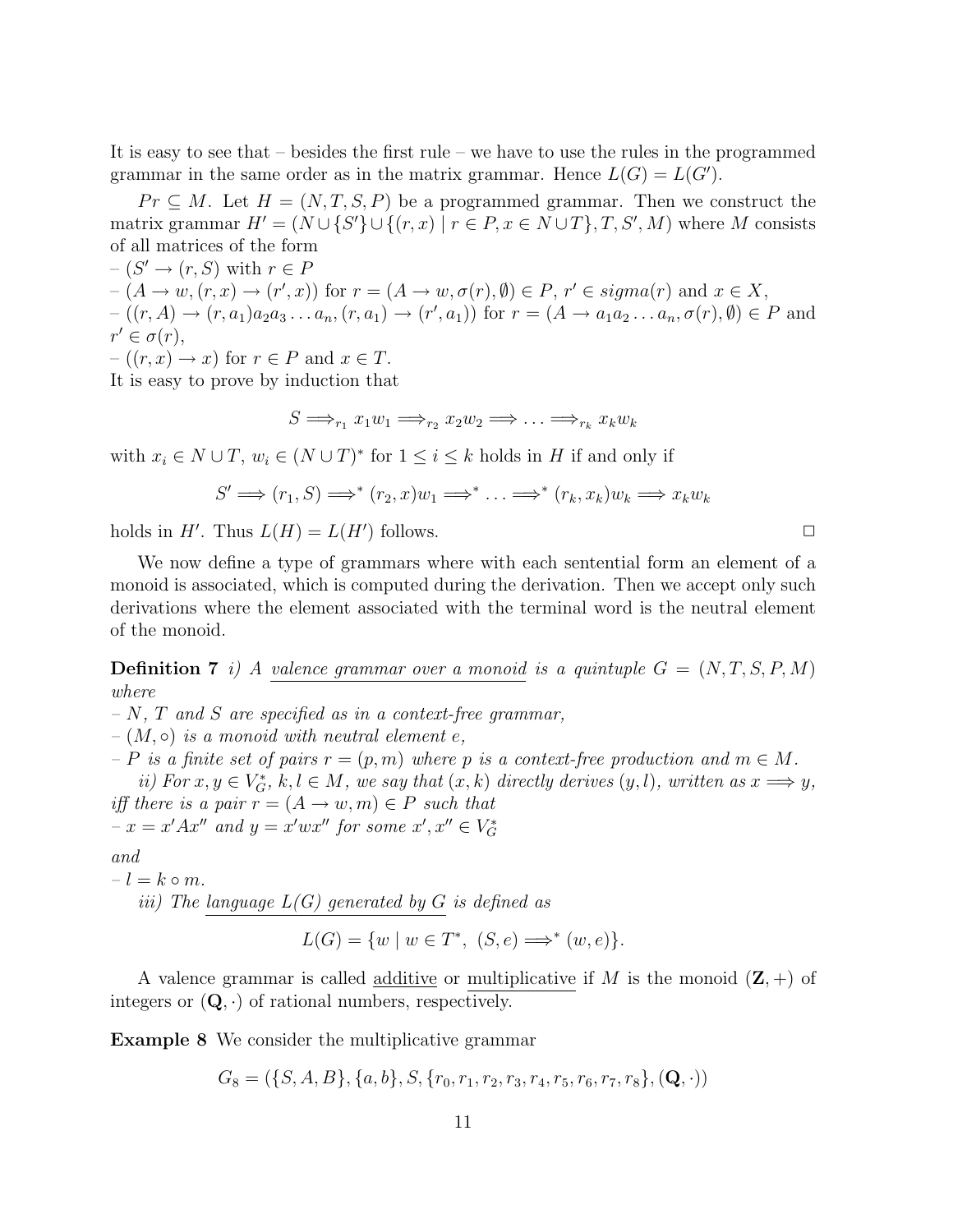It is easy to see that – besides the first rule – we have to use the rules in the programmed grammar in the same order as in the matrix grammar. Hence $L(G) = L(G')$.

$Pr \subseteq M$. Let $H = (N, T, S, P)$ be a programmed grammar. Then we construct the matrix grammar $H' = (N \cup \{S'\} \cup \{(r, x) \mid r \in P, x \in N \cup T\}, T, S', M)$ where $M$ consists of all matrices of the form

– $(S' \to (r, S)$ with $r \in P$

– $(A \to w, (r, x) \to (r', x))$ for $r = (A \to w, \sigma(r), \emptyset) \in P$, $r' \in sigma(r)$ and $x \in X$,

– $((r, A) \to (r, a_1)a_2a_3 \ldots a_n, (r, a_1) \to (r', a_1))$ for $r = (A \to a_1a_2 \ldots a_n, \sigma(r), \emptyset) \in P$ and $r' \in \sigma(r)$,

– $((r, x) \to x)$ for $r \in P$ and $x \in T$.

It is easy to prove by induction that

$$S \Longrightarrow_{r_1} x_1w_1 \Longrightarrow_{r_2} x_2w_2 \Longrightarrow \ldots \Longrightarrow_{r_k} x_kw_k$$

with $x_i \in N \cup T$, $w_i \in (N \cup T)^*$ for $1 \leq i \leq k$ holds in $H$ if and only if

$$S' \Longrightarrow (r_1, S) \Longrightarrow^* (r_2, x)w_1 \Longrightarrow^* \ldots \Longrightarrow^* (r_k, x_k)w_k \Longrightarrow x_kw_k$$

holds in $H'$. Thus $L(H) = L(H')$ follows. □

We now define a type of grammars where with each sentential form an element of a monoid is associated, which is computed during the derivation. Then we accept only such derivations where the element associated with the terminal word is the neutral element of the monoid.

**Definition 7** *i) A valence grammar over a monoid is a quintuple $G = (N, T, S, P, M)$ where*

*– $N$, $T$ and $S$ are specified as in a context-free grammar,*

*– $(M, \circ)$ is a monoid with neutral element $e$,*

*– $P$ is a finite set of pairs $r = (p, m)$ where $p$ is a context-free production and $m \in M$.*

*ii) For $x, y \in V_G^*$, $k, l \in M$, we say that $(x, k)$ directly derives $(y, l)$, written as $x \Longrightarrow y$, iff there is a pair $r = (A \to w, m) \in P$ such that*

*– $x = x'Ax''$ and $y = x'wx''$ for some $x', x'' \in V_G^*$*

*and*

*– $l = k \circ m$.*

*iii) The language $L(G)$ generated by $G$ is defined as*

$$L(G) = \{w \mid w \in T^*,\ (S, e) \Longrightarrow^* (w, e)\}.$$

A valence grammar is called additive or multiplicative if $M$ is the monoid $(\mathbf{Z}, +)$ of integers or $(\mathbf{Q}, \cdot)$ of rational numbers, respectively.

**Example 8** We consider the multiplicative grammar

$$G_8 = (\{S, A, B\}, \{a, b\}, S, \{r_0, r_1, r_2, r_3, r_4, r_5, r_6, r_7, r_8\}, (\mathbf{Q}, \cdot))$$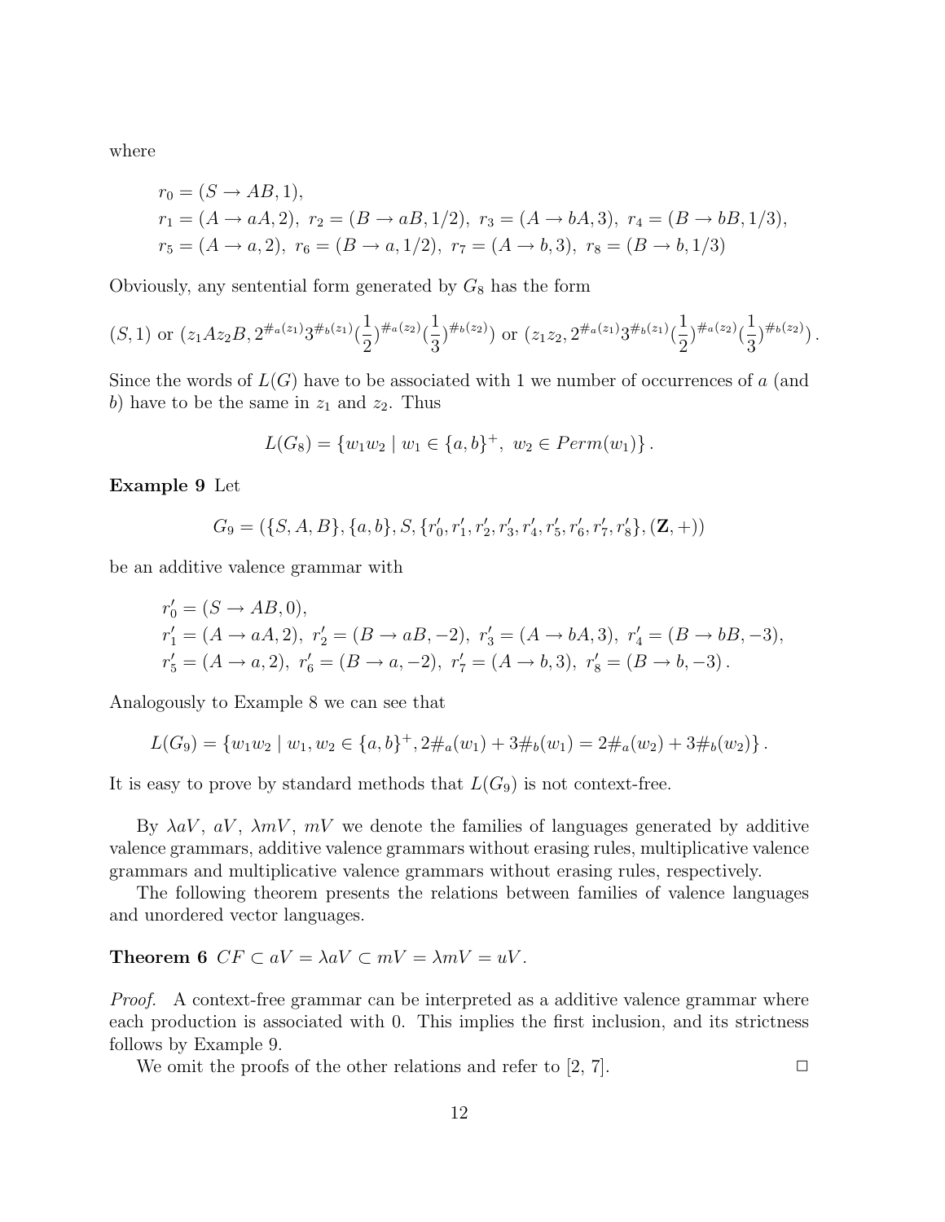where

$$r_0 = (S \to AB, 1),$$
$$r_1 = (A \to aA, 2),\ r_2 = (B \to aB, 1/2),\ r_3 = (A \to bA, 3),\ r_4 = (B \to bB, 1/3),$$
$$r_5 = (A \to a, 2),\ r_6 = (B \to a, 1/2),\ r_7 = (A \to b, 3),\ r_8 = (B \to b, 1/3)$$

Obviously, any sentential form generated by $G_8$ has the form

$$(S, 1) \text{ or } (z_1 A z_2 B, 2^{\#_a(z_1)} 3^{\#_b(z_1)} (\frac{1}{2})^{\#_a(z_2)} (\frac{1}{3})^{\#_b(z_2)}) \text{ or } (z_1 z_2, 2^{\#_a(z_1)} 3^{\#_b(z_1)} (\frac{1}{2})^{\#_a(z_2)} (\frac{1}{3})^{\#_b(z_2)}) .$$

Since the words of $L(G)$ have to be associated with 1 we number of occurrences of $a$ (and $b$) have to be the same in $z_1$ and $z_2$. Thus

$$L(G_8) = \{w_1 w_2 \mid w_1 \in \{a, b\}^+,\ w_2 \in Perm(w_1)\} .$$

**Example 9** Let

$$G_9 = (\{S, A, B\}, \{a, b\}, S, \{r'_0, r'_1, r'_2, r'_3, r'_4, r'_5, r'_6, r'_7, r'_8\}, (\mathbf{Z}, +))$$

be an additive valence grammar with

$$r'_0 = (S \to AB, 0),$$
$$r'_1 = (A \to aA, 2),\ r'_2 = (B \to aB, -2),\ r'_3 = (A \to bA, 3),\ r'_4 = (B \to bB, -3),$$
$$r'_5 = (A \to a, 2),\ r'_6 = (B \to a, -2),\ r'_7 = (A \to b, 3),\ r'_8 = (B \to b, -3) .$$

Analogously to Example 8 we can see that

$$L(G_9) = \{w_1 w_2 \mid w_1, w_2 \in \{a, b\}^+, 2\#_a(w_1) + 3\#_b(w_1) = 2\#_a(w_2) + 3\#_b(w_2)\} .$$

It is easy to prove by standard methods that $L(G_9)$ is not context-free.

By $\lambda aV$, $aV$, $\lambda mV$, $mV$ we denote the families of languages generated by additive valence grammars, additive valence grammars without erasing rules, multiplicative valence grammars and multiplicative valence grammars without erasing rules, respectively.

The following theorem presents the relations between families of valence languages and unordered vector languages.

**Theorem 6** $CF \subset aV = \lambda aV \subset mV = \lambda mV = uV$.

*Proof.* A context-free grammar can be interpreted as a additive valence grammar where each production is associated with 0. This implies the first inclusion, and its strictness follows by Example 9.

We omit the proofs of the other relations and refer to [2, 7]. □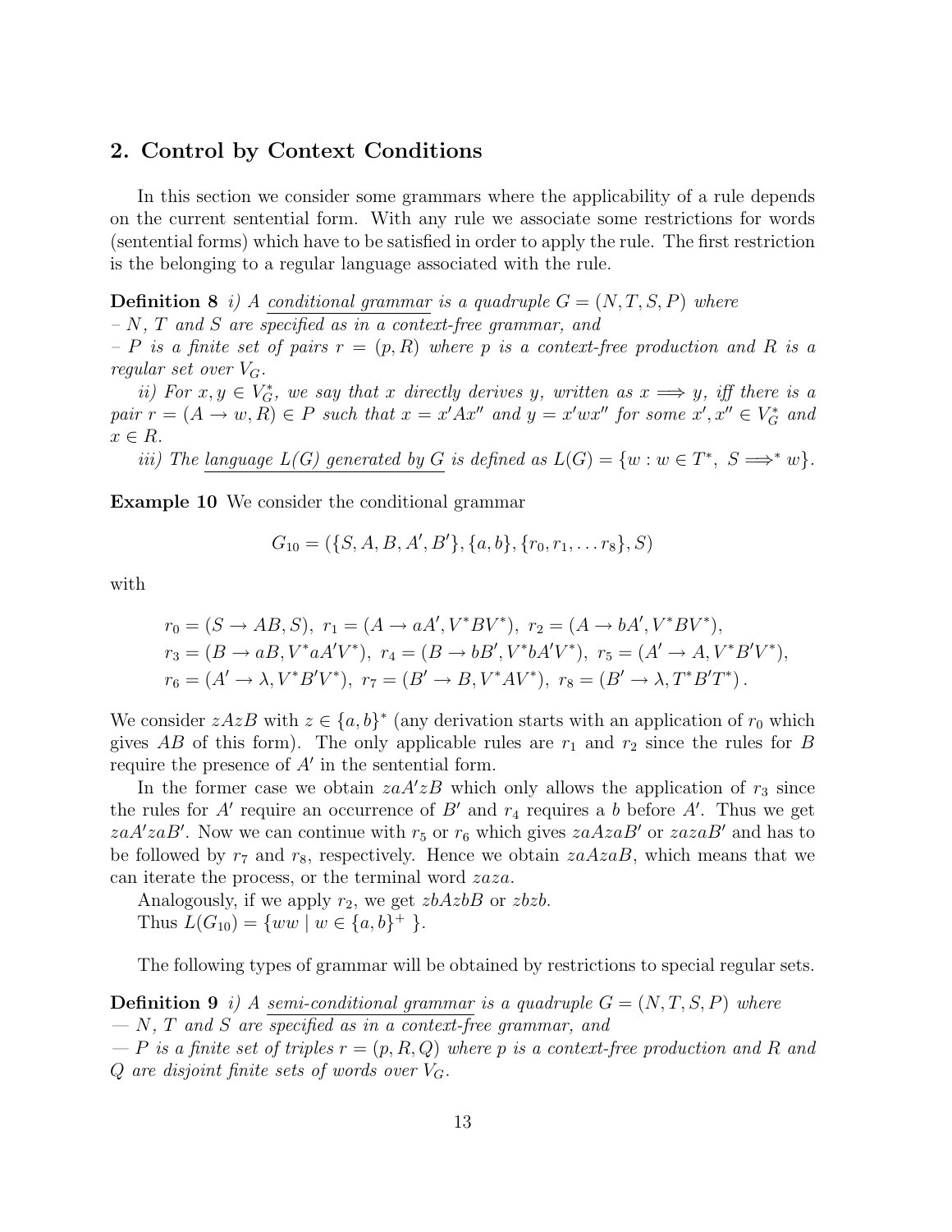## 2. Control by Context Conditions

In this section we consider some grammars where the applicability of a rule depends on the current sentential form. With any rule we associate some restrictions for words (sentential forms) which have to be satisfied in order to apply the rule. The first restriction is the belonging to a regular language associated with the rule.

**Definition 8** *i) A conditional grammar is a quadruple $G = (N, T, S, P)$ where*
*– $N$, $T$ and $S$ are specified as in a context-free grammar, and*
*– $P$ is a finite set of pairs $r = (p, R)$ where $p$ is a context-free production and $R$ is a regular set over $V_G$.*

*ii) For $x, y \in V_G^*$, we say that $x$ directly derives $y$, written as $x \Longrightarrow y$, iff there is a pair $r = (A \rightarrow w, R) \in P$ such that $x = x'Ax''$ and $y = x'wx''$ for some $x', x'' \in V_G^*$ and $x \in R$.*

*iii) The language $L(G)$ generated by $G$ is defined as $L(G) = \{w : w \in T^*,\ S \Longrightarrow^* w\}$.*

**Example 10** We consider the conditional grammar

$$G_{10} = (\{S, A, B, A', B'\}, \{a, b\}, \{r_0, r_1, \ldots r_8\}, S)$$

with

$$r_0 = (S \rightarrow AB, S),\ r_1 = (A \rightarrow aA', V^*BV^*),\ r_2 = (A \rightarrow bA', V^*BV^*),$$
$$r_3 = (B \rightarrow aB, V^*aA'V^*),\ r_4 = (B \rightarrow bB', V^*bA'V^*),\ r_5 = (A' \rightarrow A, V^*B'V^*),$$
$$r_6 = (A' \rightarrow \lambda, V^*B'V^*),\ r_7 = (B' \rightarrow B, V^*AV^*),\ r_8 = (B' \rightarrow \lambda, T^*B'T^*).$$

We consider $zAzB$ with $z \in \{a, b\}^*$ (any derivation starts with an application of $r_0$ which gives $AB$ of this form). The only applicable rules are $r_1$ and $r_2$ since the rules for $B$ require the presence of $A'$ in the sentential form.

In the former case we obtain $zaA'zB$ which only allows the application of $r_3$ since the rules for $A'$ require an occurrence of $B'$ and $r_4$ requires a $b$ before $A'$. Thus we get $zaA'zaB'$. Now we can continue with $r_5$ or $r_6$ which gives $zaAzaB'$ or $zazaB'$ and has to be followed by $r_7$ and $r_8$, respectively. Hence we obtain $zaAzaB$, which means that we can iterate the process, or the terminal word $zaza$.

Analogously, if we apply $r_2$, we get $zbAzbB$ or $zbzb$.

Thus $L(G_{10}) = \{ww \mid w \in \{a, b\}^+\}$.

The following types of grammar will be obtained by restrictions to special regular sets.

**Definition 9** *i) A semi-conditional grammar is a quadruple $G = (N, T, S, P)$ where*
*— $N$, $T$ and $S$ are specified as in a context-free grammar, and*
*— $P$ is a finite set of triples $r = (p, R, Q)$ where $p$ is a context-free production and $R$ and $Q$ are disjoint finite sets of words over $V_G$.*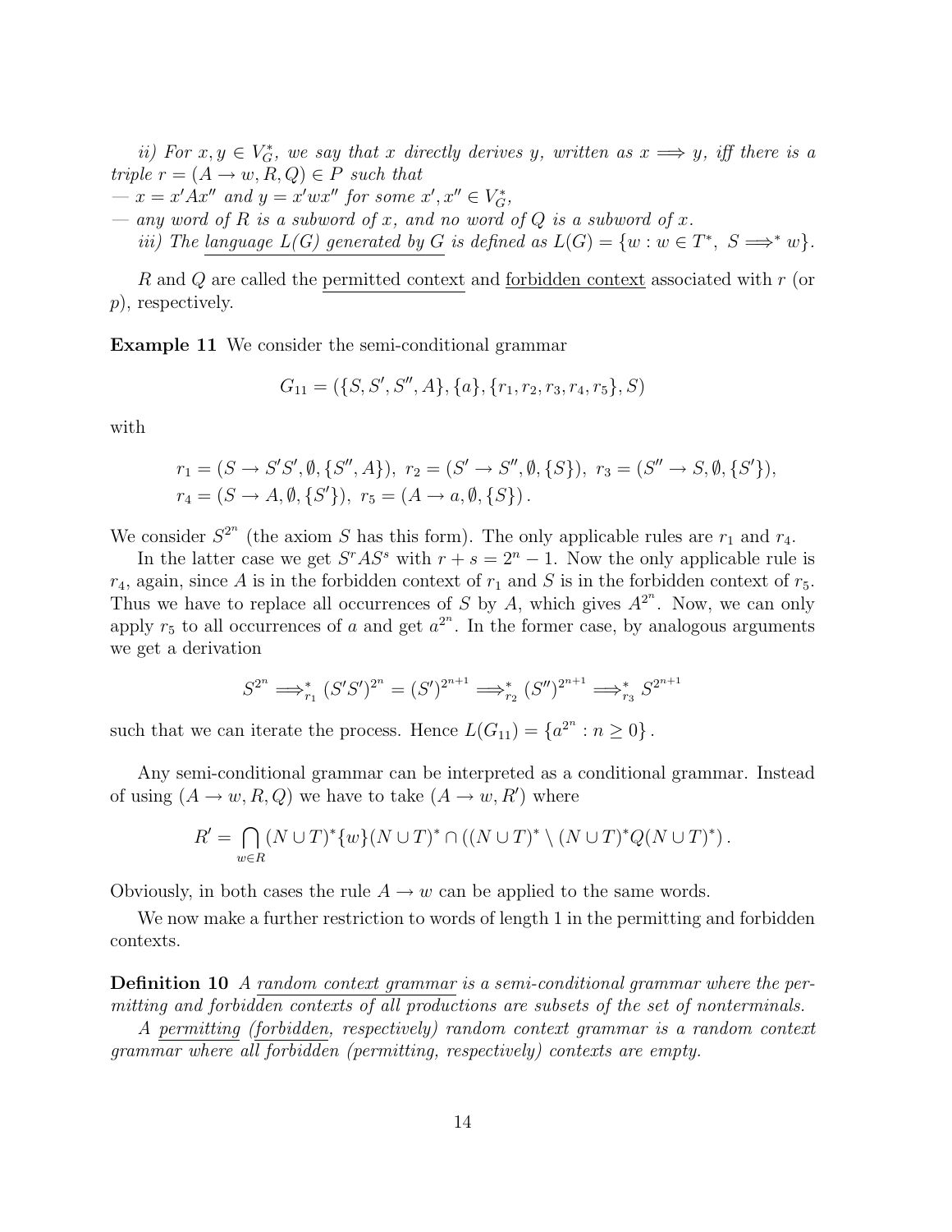*ii) For $x, y \in V_G^*$, we say that $x$ directly derives $y$, written as $x \Longrightarrow y$, iff there is a triple $r = (A \to w, R, Q) \in P$ such that*
*— $x = x'Ax''$ and $y = x'wx''$ for some $x', x'' \in V_G^*$,*
*— any word of $R$ is a subword of $x$, and no word of $Q$ is a subword of $x$.*

*iii) The language $L(G)$ generated by $G$ is defined as $L(G) = \{w : w \in T^*,\ S \Longrightarrow^* w\}$.*

$R$ and $Q$ are called the permitted context and forbidden context associated with $r$ (or $p$), respectively.

**Example 11** We consider the semi-conditional grammar

$$G_{11} = (\{S, S', S'', A\}, \{a\}, \{r_1, r_2, r_3, r_4, r_5\}, S)$$

with

$$r_1 = (S \to S'S', \emptyset, \{S'', A\}),\ r_2 = (S' \to S'', \emptyset, \{S\}),\ r_3 = (S'' \to S, \emptyset, \{S'\}),$$
$$r_4 = (S \to A, \emptyset, \{S'\}),\ r_5 = (A \to a, \emptyset, \{S\})\,.$$

We consider $S^{2^n}$ (the axiom $S$ has this form). The only applicable rules are $r_1$ and $r_4$.

In the latter case we get $S^rAS^s$ with $r + s = 2^n - 1$. Now the only applicable rule is $r_4$, again, since $A$ is in the forbidden context of $r_1$ and $S$ is in the forbidden context of $r_5$. Thus we have to replace all occurrences of $S$ by $A$, which gives $A^{2^n}$. Now, we can only apply $r_5$ to all occurrences of $a$ and get $a^{2^n}$. In the former case, by analogous arguments we get a derivation

$$S^{2^n} \Longrightarrow_{r_1}^* (S'S')^{2^n} = (S')^{2^{n+1}} \Longrightarrow_{r_2}^* (S'')^{2^{n+1}} \Longrightarrow_{r_3}^* S^{2^{n+1}}$$

such that we can iterate the process. Hence $L(G_{11}) = \{a^{2^n} : n \geq 0\}$.

Any semi-conditional grammar can be interpreted as a conditional grammar. Instead of using $(A \to w, R, Q)$ we have to take $(A \to w, R')$ where

$$R' = \bigcap_{w \in R} (N \cup T)^*\{w\}(N \cup T)^* \cap ((N \cup T)^* \setminus (N \cup T)^* Q (N \cup T)^*)\,.$$

Obviously, in both cases the rule $A \to w$ can be applied to the same words.

We now make a further restriction to words of length 1 in the permitting and forbidden contexts.

**Definition 10** *A random context grammar is a semi-conditional grammar where the permitting and forbidden contexts of all productions are subsets of the set of nonterminals.*

*A permitting (forbidden, respectively) random context grammar is a random context grammar where all forbidden (permitting, respectively) contexts are empty.*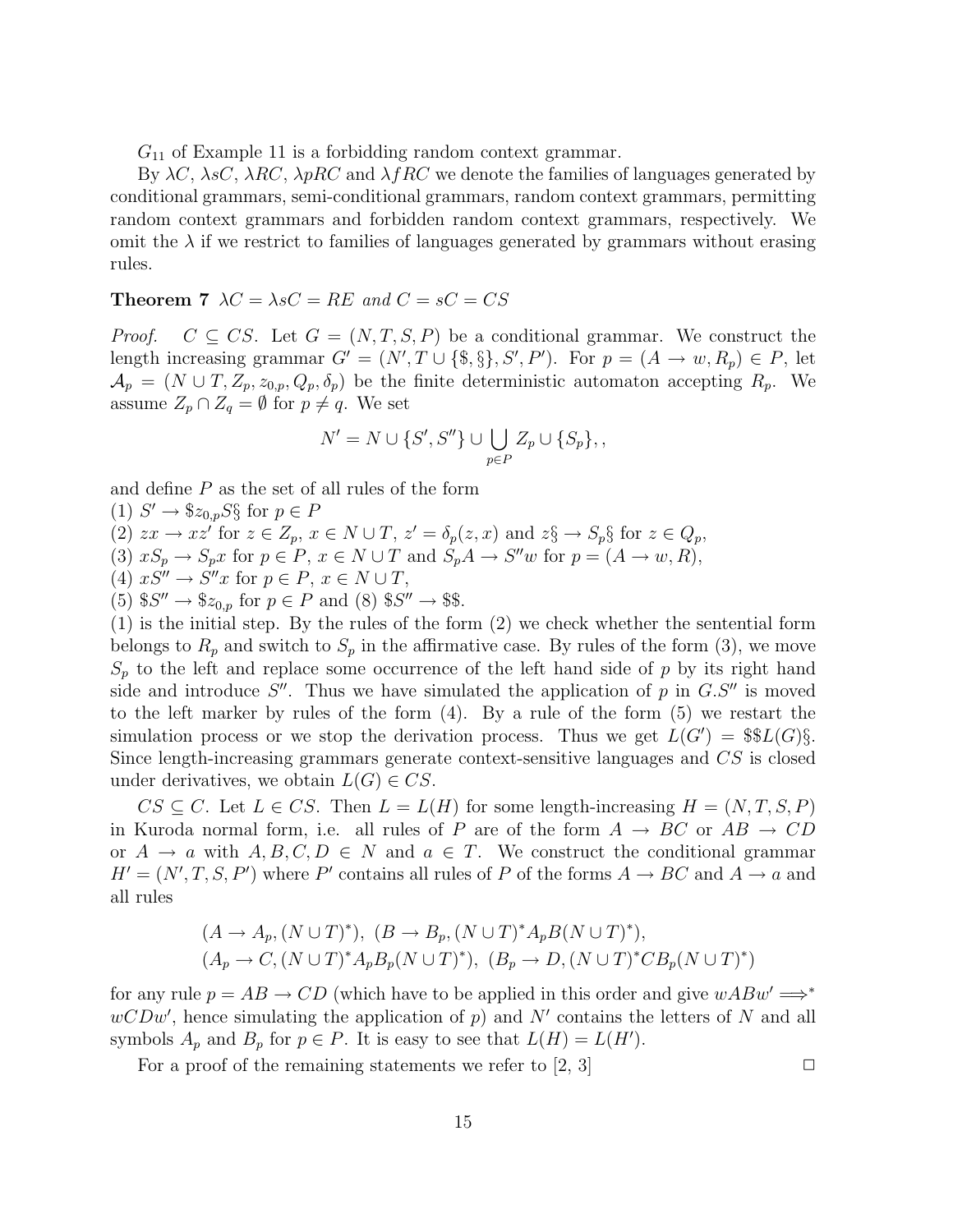$G_{11}$ of Example 11 is a forbidding random context grammar.

By $\lambda C$, $\lambda sC$, $\lambda RC$, $\lambda pRC$ and $\lambda fRC$ we denote the families of languages generated by conditional grammars, semi-conditional grammars, random context grammars, permitting random context grammars and forbidden random context grammars, respectively. We omit the $\lambda$ if we restrict to families of languages generated by grammars without erasing rules.

**Theorem 7** *$\lambda C = \lambda sC = RE$ and $C = sC = CS$*

*Proof.* $C \subseteq CS$. Let $G = (N, T, S, P)$ be a conditional grammar. We construct the length increasing grammar $G' = (N', T \cup \{\$, \S\}, S', P')$. For $p = (A \to w, R_p) \in P$, let $\mathcal{A}_p = (N \cup T, Z_p, z_{0,p}, Q_p, \delta_p)$ be the finite deterministic automaton accepting $R_p$. We assume $Z_p \cap Z_q = \emptyset$ for $p \neq q$. We set

$$N' = N \cup \{S', S''\} \cup \bigcup_{p \in P} Z_p \cup \{S_p\},,$$

and define $P$ as the set of all rules of the form  
(1) $S' \to \$z_{0,p}S\S$ for $p \in P$  
(2) $zx \to xz'$ for $z \in Z_p$, $x \in N \cup T$, $z' = \delta_p(z, x)$ and $z\S \to S_p\S$ for $z \in Q_p$,  
(3) $xS_p \to S_p x$ for $p \in P$, $x \in N \cup T$ and $S_p A \to S'' w$ for $p = (A \to w, R)$,  
(4) $xS'' \to S'' x$ for $p \in P$, $x \in N \cup T$,  
(5) $\$S'' \to \$z_{0,p}$ for $p \in P$ and (8) $\$S'' \to \$\$$.  
(1) is the initial step. By the rules of the form (2) we check whether the sentential form belongs to $R_p$ and switch to $S_p$ in the affirmative case. By rules of the form (3), we move $S_p$ to the left and replace some occurrence of the left hand side of $p$ by its right hand side and introduce $S''$. Thus we have simulated the application of $p$ in $G$.$S''$ is moved to the left marker by rules of the form (4). By a rule of the form (5) we restart the simulation process or we stop the derivation process. Thus we get $L(G') = \$\$L(G)\S$. Since length-increasing grammars generate context-sensitive languages and $CS$ is closed under derivatives, we obtain $L(G) \in CS$.

$CS \subseteq C$. Let $L \in CS$. Then $L = L(H)$ for some length-increasing $H = (N, T, S, P)$ in Kuroda normal form, i.e. all rules of $P$ are of the form $A \to BC$ or $AB \to CD$ or $A \to a$ with $A, B, C, D \in N$ and $a \in T$. We construct the conditional grammar $H' = (N', T, S, P')$ where $P'$ contains all rules of $P$ of the forms $A \to BC$ and $A \to a$ and all rules

$$(A \to A_p, (N \cup T)^*),\ (B \to B_p, (N \cup T)^* A_p B (N \cup T)^*),$$
$$(A_p \to C, (N \cup T)^* A_p B_p (N \cup T)^*),\ (B_p \to D, (N \cup T)^* C B_p (N \cup T)^*)$$

for any rule $p = AB \to CD$ (which have to be applied in this order and give $wABw' \Longrightarrow^* wCDw'$, hence simulating the application of $p$) and $N'$ contains the letters of $N$ and all symbols $A_p$ and $B_p$ for $p \in P$. It is easy to see that $L(H) = L(H')$.

For a proof of the remaining statements we refer to [2, 3] $\square$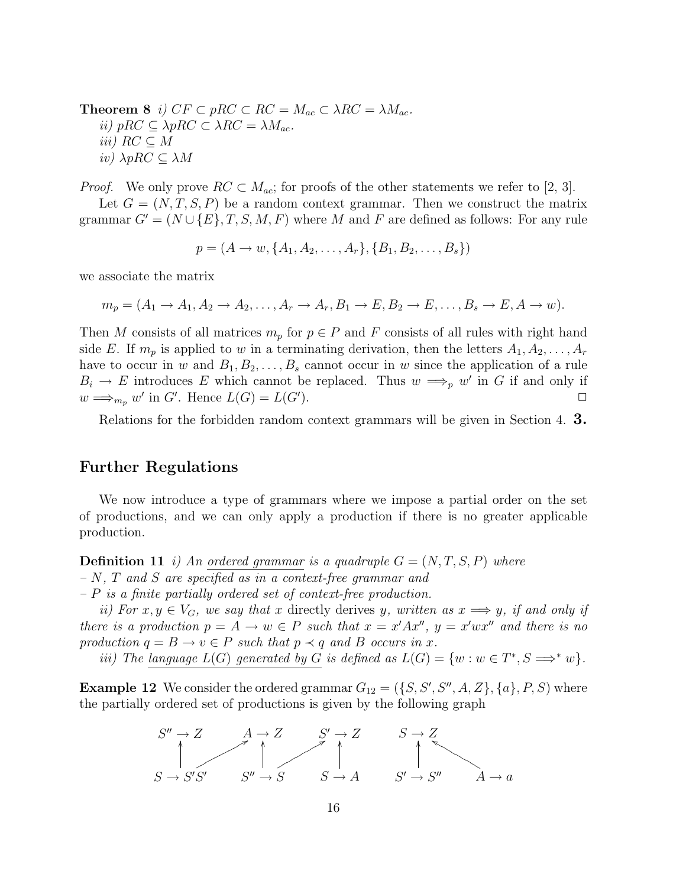**Theorem 8** *i)* $CF \subset pRC \subset RC = M_{ac} \subset \lambda RC = \lambda M_{ac}$.
*ii)* $pRC \subseteq \lambda pRC \subset \lambda RC = \lambda M_{ac}$.
*iii)* $RC \subseteq M$
*iv)* $\lambda pRC \subseteq \lambda M$

*Proof.* We only prove $RC \subset M_{ac}$; for proofs of the other statements we refer to [2, 3].

Let $G = (N, T, S, P)$ be a random context grammar. Then we construct the matrix grammar $G' = (N \cup \{E\}, T, S, M, F)$ where $M$ and $F$ are defined as follows: For any rule

$$p = (A \to w, \{A_1, A_2, \ldots, A_r\}, \{B_1, B_2, \ldots, B_s\})$$

we associate the matrix

$$m_p = (A_1 \to A_1, A_2 \to A_2, \ldots, A_r \to A_r, B_1 \to E, B_2 \to E, \ldots, B_s \to E, A \to w).$$

Then $M$ consists of all matrices $m_p$ for $p \in P$ and $F$ consists of all rules with right hand side $E$. If $m_p$ is applied to $w$ in a terminating derivation, then the letters $A_1, A_2, \ldots, A_r$ have to occur in $w$ and $B_1, B_2, \ldots, B_s$ cannot occur in $w$ since the application of a rule $B_i \to E$ introduces $E$ which cannot be replaced. Thus $w \Longrightarrow_p w'$ in $G$ if and only if $w \Longrightarrow_{m_p} w'$ in $G'$. Hence $L(G) = L(G')$. □

Relations for the forbidden random context grammars will be given in Section 4.

## 3. Further Regulations

We now introduce a type of grammars where we impose a partial order on the set of productions, and we can only apply a production if there is no greater applicable production.

**Definition 11** *i) An ordered grammar is a quadruple $G = (N, T, S, P)$ where*
*– $N$, $T$ and $S$ are specified as in a context-free grammar and*
*– $P$ is a finite partially ordered set of context-free production.*
*ii) For $x, y \in V_G$, we say that $x$ directly derives $y$, written as $x \Longrightarrow y$, if and only if there is a production $p = A \to w \in P$ such that $x = x'Ax''$, $y = x'wx''$ and there is no production $q = B \to v \in P$ such that $p \prec q$ and $B$ occurs in $x$.*
*iii) The language $L(G)$ generated by $G$ is defined as $L(G) = \{w : w \in T^*, S \Longrightarrow^* w\}$.*

**Example 12** We consider the ordered grammar $G_{12} = (\{S, S', S'', A, Z\}, \{a\}, P, S)$ where the partially ordered set of productions is given by the following graph

$$
\begin{array}{ccccc}
S'' \to Z & A \to Z & S' \to Z & S \to Z & \\
\uparrow & \uparrow & \uparrow & \uparrow & \\
S \to S'S' & S'' \to S & S \to A & S' \to S'' & A \to a
\end{array}
$$

(with additional edges $S \to S'S' \nearrow A \to Z$, $S'' \to S \nearrow S' \to Z$, and $A \to a \nwarrow S \to Z$)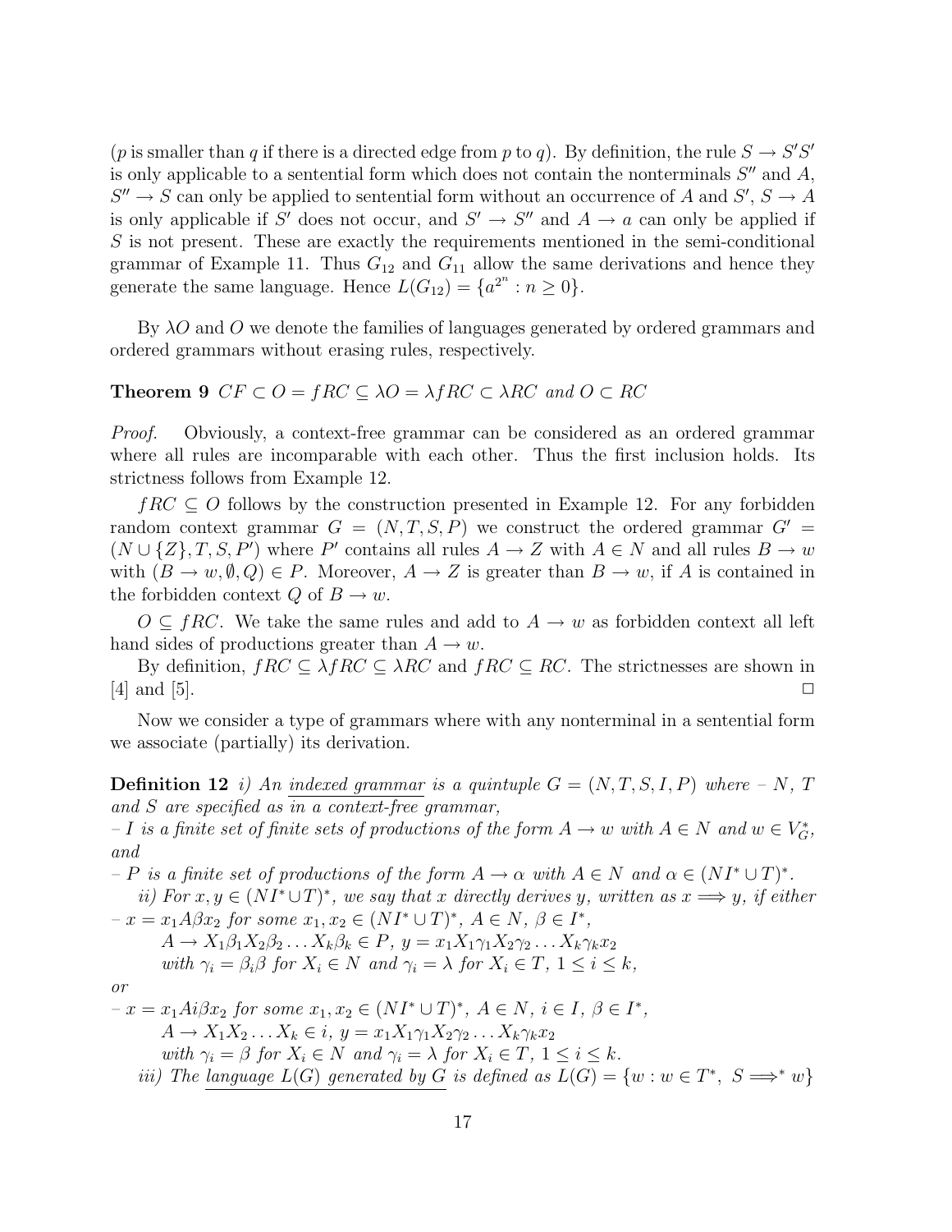($p$ is smaller than $q$ if there is a directed edge from $p$ to $q$). By definition, the rule $S \to S'S'$ is only applicable to a sentential form which does not contain the nonterminals $S''$ and $A$, $S'' \to S$ can only be applied to sentential form without an occurrence of $A$ and $S'$, $S \to A$ is only applicable if $S'$ does not occur, and $S' \to S''$ and $A \to a$ can only be applied if $S$ is not present. These are exactly the requirements mentioned in the semi-conditional grammar of Example 11. Thus $G_{12}$ and $G_{11}$ allow the same derivations and hence they generate the same language. Hence $L(G_{12}) = \{a^{2^n} : n \geq 0\}$.

By $\lambda O$ and $O$ we denote the families of languages generated by ordered grammars and ordered grammars without erasing rules, respectively.

**Theorem 9** *$CF \subset O = fRC \subseteq \lambda O = \lambda fRC \subset \lambda RC$ and $O \subset RC$*

*Proof.* Obviously, a context-free grammar can be considered as an ordered grammar where all rules are incomparable with each other. Thus the first inclusion holds. Its strictness follows from Example 12.

$fRC \subseteq O$ follows by the construction presented in Example 12. For any forbidden random context grammar $G = (N, T, S, P)$ we construct the ordered grammar $G' = (N \cup \{Z\}, T, S, P')$ where $P'$ contains all rules $A \to Z$ with $A \in N$ and all rules $B \to w$ with $(B \to w, \emptyset, Q) \in P$. Moreover, $A \to Z$ is greater than $B \to w$, if $A$ is contained in the forbidden context $Q$ of $B \to w$.

$O \subseteq fRC$. We take the same rules and add to $A \to w$ as forbidden context all left hand sides of productions greater than $A \to w$.

By definition, $fRC \subseteq \lambda fRC \subseteq \lambda RC$ and $fRC \subseteq RC$. The strictnesses are shown in [4] and [5]. $\square$

Now we consider a type of grammars where with any nonterminal in a sentential form we associate (partially) its derivation.

**Definition 12** *i) An <u>indexed grammar</u> is a quintuple $G = (N, T, S, I, P)$ where – $N$, $T$ and $S$ are specified as in a context-free grammar,*
*– $I$ is a finite set of finite sets of productions of the form $A \to w$ with $A \in N$ and $w \in V_G^*$, and*
*– $P$ is a finite set of productions of the form $A \to \alpha$ with $A \in N$ and $\alpha \in (NI^* \cup T)^*$.*

*ii) For $x, y \in (NI^* \cup T)^*$, we say that $x$ directly derives $y$, written as $x \Longrightarrow y$, if either*
*– $x = x_1 A \beta x_2$ for some $x_1, x_2 \in (NI^* \cup T)^*$, $A \in N$, $\beta \in I^*$,*
*$A \to X_1\beta_1 X_2\beta_2 \ldots X_k\beta_k \in P$, $y = x_1 X_1\gamma_1 X_2\gamma_2 \ldots X_k\gamma_k x_2$*
*with $\gamma_i = \beta_i\beta$ for $X_i \in N$ and $\gamma_i = \lambda$ for $X_i \in T$, $1 \leq i \leq k$,*
*or*
*– $x = x_1 A i \beta x_2$ for some $x_1, x_2 \in (NI^* \cup T)^*$, $A \in N$, $i \in I$, $\beta \in I^*$,*
*$A \to X_1 X_2 \ldots X_k \in i$, $y = x_1 X_1\gamma_1 X_2\gamma_2 \ldots X_k\gamma_k x_2$*
*with $\gamma_i = \beta$ for $X_i \in N$ and $\gamma_i = \lambda$ for $X_i \in T$, $1 \leq i \leq k$.*

*iii) The <u>language $L(G)$ generated by $G$</u> is defined as $L(G) = \{w : w \in T^*,\ S \Longrightarrow^* w\}$*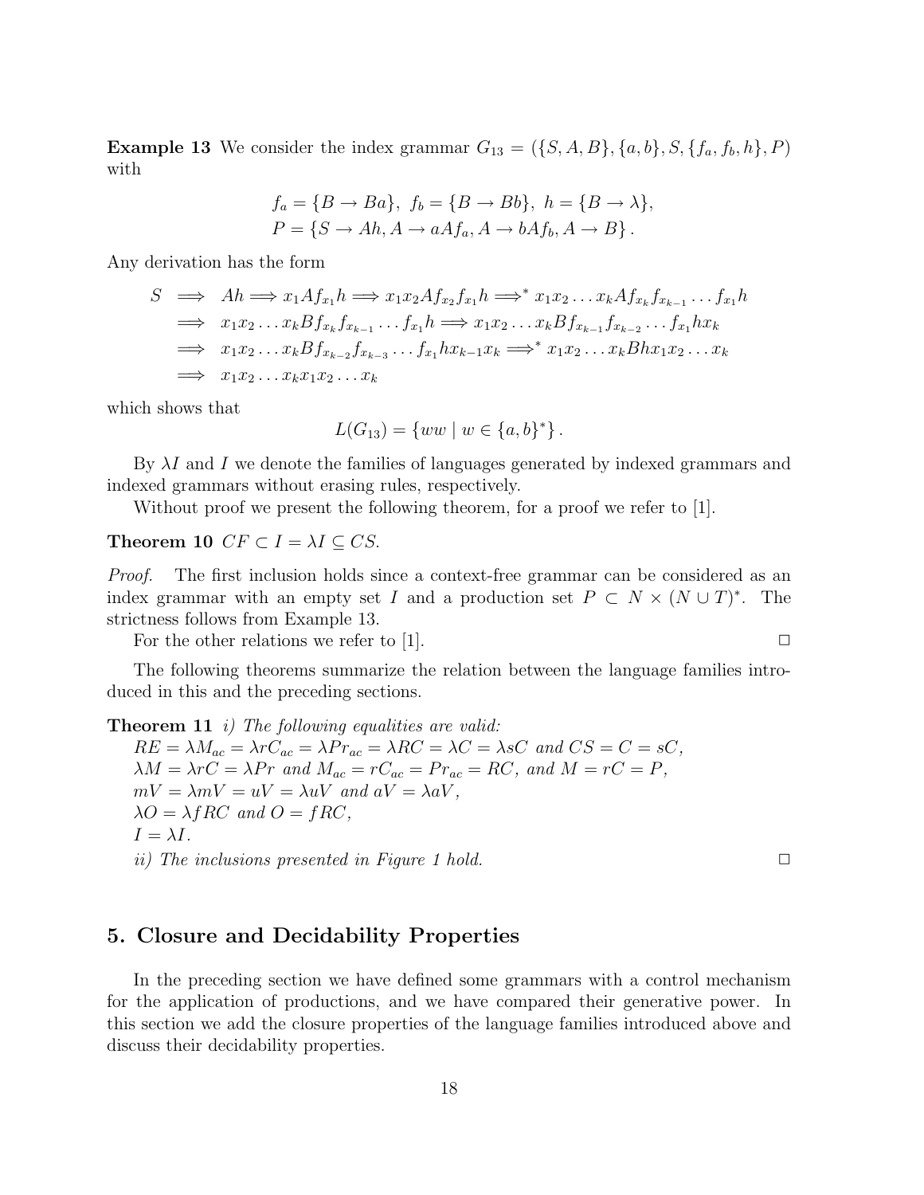**Example 13** We consider the index grammar $G_{13} = (\{S, A, B\}, \{a, b\}, S, \{f_a, f_b, h\}, P)$ with

$$f_a = \{B \to Ba\},\ f_b = \{B \to Bb\},\ h = \{B \to \lambda\},$$
$$P = \{S \to Ah, A \to aAf_a, A \to bAf_b, A \to B\}.$$

Any derivation has the form

$$\begin{aligned}
S &\Longrightarrow Ah \Longrightarrow x_1 A f_{x_1} h \Longrightarrow x_1 x_2 A f_{x_2} f_{x_1} h \Longrightarrow^* x_1 x_2 \dots x_k A f_{x_k} f_{x_{k-1}} \dots f_{x_1} h \\
&\Longrightarrow x_1 x_2 \dots x_k B f_{x_k} f_{x_{k-1}} \dots f_{x_1} h \Longrightarrow x_1 x_2 \dots x_k B f_{x_{k-1}} f_{x_{k-2}} \dots f_{x_1} h x_k \\
&\Longrightarrow x_1 x_2 \dots x_k B f_{x_{k-2}} f_{x_{k-3}} \dots f_{x_1} h x_{k-1} x_k \Longrightarrow^* x_1 x_2 \dots x_k B h x_1 x_2 \dots x_k \\
&\Longrightarrow x_1 x_2 \dots x_k x_1 x_2 \dots x_k
\end{aligned}$$

which shows that

$$L(G_{13}) = \{ww \mid w \in \{a, b\}^*\}.$$

By $\lambda I$ and $I$ we denote the families of languages generated by indexed grammars and indexed grammars without erasing rules, respectively.

Without proof we present the following theorem, for a proof we refer to [1].

**Theorem 10** *$CF \subset I = \lambda I \subseteq CS$.*

*Proof.* The first inclusion holds since a context-free grammar can be considered as an index grammar with an empty set $I$ and a production set $P \subset N \times (N \cup T)^*$. The strictness follows from Example 13.

For the other relations we refer to [1]. □

The following theorems summarize the relation between the language families introduced in this and the preceding sections.

**Theorem 11** *i) The following equalities are valid:*
*$RE = \lambda M_{ac} = \lambda rC_{ac} = \lambda Pr_{ac} = \lambda RC = \lambda C = \lambda sC$ and $CS = C = sC$,*
*$\lambda M = \lambda rC = \lambda Pr$ and $M_{ac} = rC_{ac} = Pr_{ac} = RC$, and $M = rC = P$,*
*$mV = \lambda mV = uV = \lambda uV$ and $aV = \lambda aV$,*
*$\lambda O = \lambda fRC$ and $O = fRC$,*
*$I = \lambda I$.*
*ii) The inclusions presented in Figure 1 hold.* □

## 5. Closure and Decidability Properties

In the preceding section we have defined some grammars with a control mechanism for the application of productions, and we have compared their generative power. In this section we add the closure properties of the language families introduced above and discuss their decidability properties.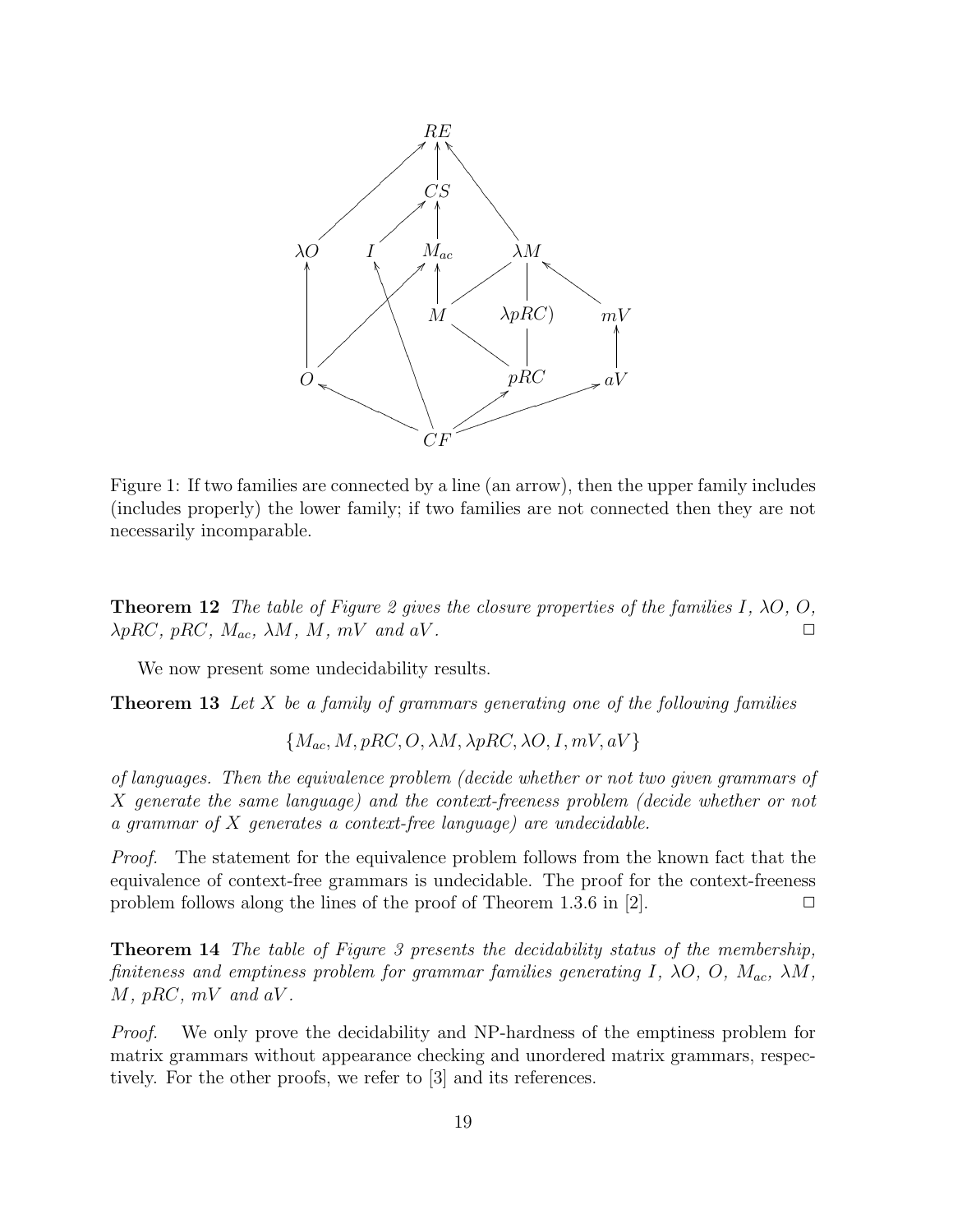Figure 1: If two families are connected by a line (an arrow), then the upper family includes (includes properly) the lower family; if two families are not connected then they are not necessarily incomparable.

**Theorem 12** *The table of Figure 2 gives the closure properties of the families $I$, $\lambda O$, $O$, $\lambda pRC$, $pRC$, $M_{ac}$, $\lambda M$, $M$, $mV$ and $aV$.* $\square$

We now present some undecidability results.

**Theorem 13** *Let $X$ be a family of grammars generating one of the following families*

$$\{M_{ac}, M, pRC, O, \lambda M, \lambda pRC, \lambda O, I, mV, aV\}$$

*of languages. Then the equivalence problem (decide whether or not two given grammars of $X$ generate the same language) and the context-freeness problem (decide whether or not a grammar of $X$ generates a context-free language) are undecidable.*

*Proof.* The statement for the equivalence problem follows from the known fact that the equivalence of context-free grammars is undecidable. The proof for the context-freeness problem follows along the lines of the proof of Theorem 1.3.6 in [2]. $\square$

**Theorem 14** *The table of Figure 3 presents the decidability status of the membership, finiteness and emptiness problem for grammar families generating $I$, $\lambda O$, $O$, $M_{ac}$, $\lambda M$, $M$, $pRC$, $mV$ and $aV$.*

*Proof.* We only prove the decidability and NP-hardness of the emptiness problem for matrix grammars without appearance checking and unordered matrix grammars, respectively. For the other proofs, we refer to [3] and its references.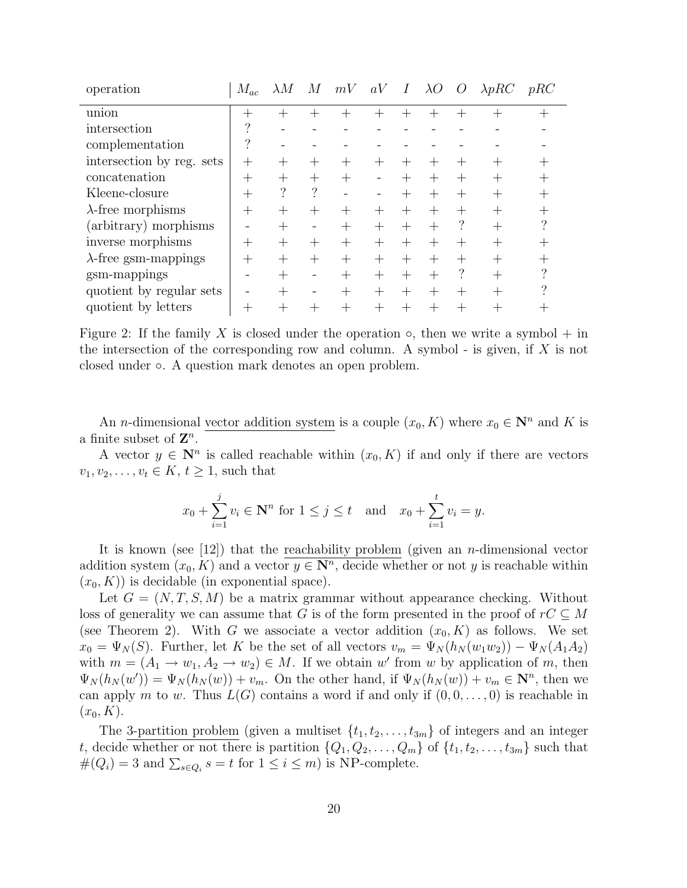| operation | $M_{ac}$ | $\lambda M$ | $M$ | $mV$ | $aV$ | $I$ | $\lambda O$ | $O$ | $\lambda pRC$ | $pRC$ |
|---|---|---|---|---|---|---|---|---|---|---|
| union | + | + | + | + | + | + | + | + | + | + |
| intersection | ? | - | - | - | - | - | - | - | - | - |
| complementation | ? | - | - | - | - | - | - | - | - | - |
| intersection by reg. sets | + | + | + | + | + | + | + | + | + | + |
| concatenation | + | + | + | + | - | + | + | + | + | + |
| Kleene-closure | + | ? | ? | - | - | + | + | + | + | + |
| $\lambda$-free morphisms | + | + | + | + | + | + | + | + | + | + |
| (arbitrary) morphisms | - | + | - | + | + | + | + | ? | + | ? |
| inverse morphisms | + | + | + | + | + | + | + | + | + | + |
| $\lambda$-free gsm-mappings | + | + | + | + | + | + | + | + | + | + |
| gsm-mappings | - | + | - | + | + | + | + | ? | + | ? |
| quotient by regular sets | - | + | - | + | + | + | + | + | + | ? |
| quotient by letters | + | + | + | + | + | + | + | + | + | + |

Figure 2: If the family $X$ is closed under the operation $\circ$, then we write a symbol + in the intersection of the corresponding row and column. A symbol - is given, if $X$ is not closed under $\circ$. A question mark denotes an open problem.

An $n$-dimensional vector addition system is a couple $(x_0, K)$ where $x_0 \in \mathbf{N}^n$ and $K$ is a finite subset of $\mathbf{Z}^n$.

A vector $y \in \mathbf{N}^n$ is called reachable within $(x_0, K)$ if and only if there are vectors $v_1, v_2, \ldots, v_t \in K$, $t \geq 1$, such that

$$x_0 + \sum_{i=1}^{j} v_i \in \mathbf{N}^n \text{ for } 1 \leq j \leq t \quad \text{and} \quad x_0 + \sum_{i=1}^{t} v_i = y.$$

It is known (see [12]) that the reachability problem (given an $n$-dimensional vector addition system $(x_0, K)$ and a vector $y \in \mathbf{N}^n$, decide whether or not $y$ is reachable within $(x_0, K)$) is decidable (in exponential space).

Let $G = (N, T, S, M)$ be a matrix grammar without appearance checking. Without loss of generality we can assume that $G$ is of the form presented in the proof of $rC \subseteq M$ (see Theorem 2). With $G$ we associate a vector addition $(x_0, K)$ as follows. We set $x_0 = \Psi_N(S)$. Further, let $K$ be the set of all vectors $v_m = \Psi_N(h_N(w_1 w_2)) - \Psi_N(A_1 A_2)$ with $m = (A_1 \to w_1, A_2 \to w_2) \in M$. If we obtain $w'$ from $w$ by application of $m$, then $\Psi_N(h_N(w')) = \Psi_N(h_N(w)) + v_m$. On the other hand, if $\Psi_N(h_N(w)) + v_m \in \mathbf{N}^n$, then we can apply $m$ to $w$. Thus $L(G)$ contains a word if and only if $(0, 0, \ldots, 0)$ is reachable in $(x_0, K)$.

The 3-partition problem (given a multiset $\{t_1, t_2, \ldots, t_{3m}\}$ of integers and an integer $t$, decide whether or not there is partition $\{Q_1, Q_2, \ldots, Q_m\}$ of $\{t_1, t_2, \ldots, t_{3m}\}$ such that $\#(Q_i) = 3$ and $\sum_{s \in Q_i} s = t$ for $1 \leq i \leq m$) is NP-complete.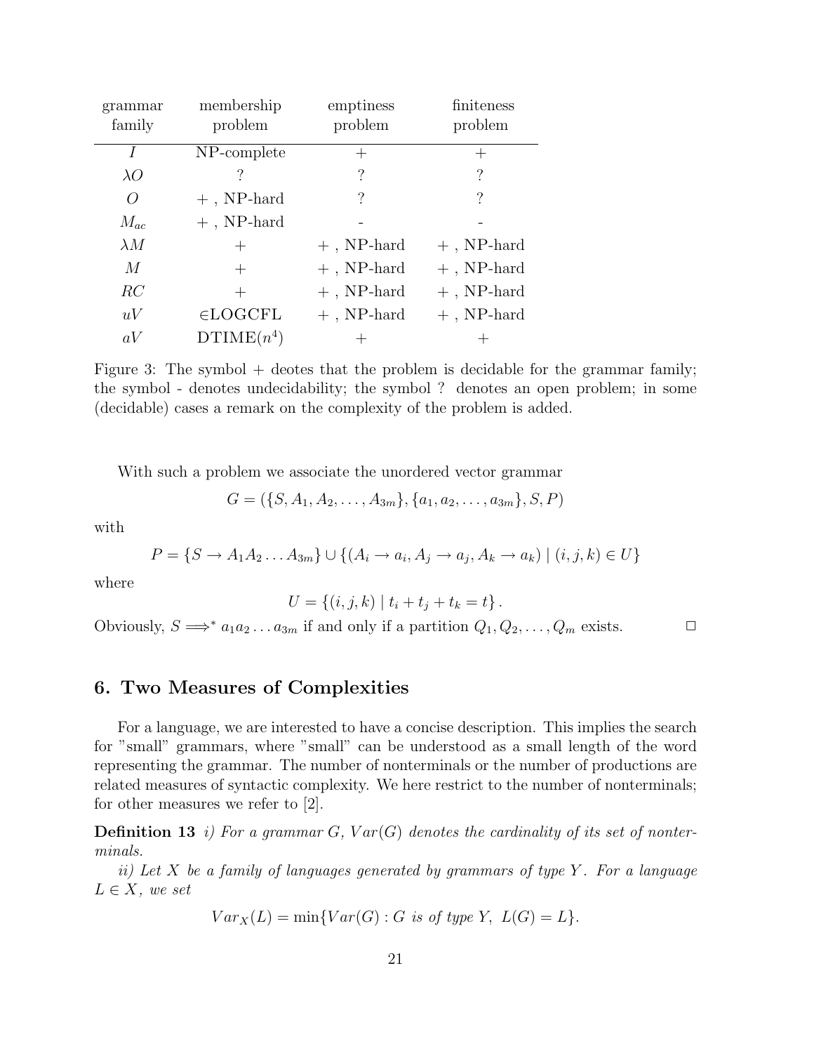| grammar family | membership problem | emptiness problem | finiteness problem |
|---|---|---|---|
| $I$ | NP-complete | + | + |
| $\lambda O$ | ? | ? | ? |
| $O$ | + , NP-hard | ? | ? |
| $M_{ac}$ | + , NP-hard | - | - |
| $\lambda M$ | + | + , NP-hard | + , NP-hard |
| $M$ | + | + , NP-hard | + , NP-hard |
| $RC$ | + | + , NP-hard | + , NP-hard |
| $uV$ | $\in$LOGCFL | + , NP-hard | + , NP-hard |
| $aV$ | DTIME($n^4$) | + | + |

Figure 3: The symbol + deotes that the problem is decidable for the grammar family; the symbol - denotes undecidability; the symbol ? denotes an open problem; in some (decidable) cases a remark on the complexity of the problem is added.

With such a problem we associate the unordered vector grammar

$$G = (\{S, A_1, A_2, \ldots, A_{3m}\}, \{a_1, a_2, \ldots, a_{3m}\}, S, P)$$

with

$$P = \{S \to A_1 A_2 \ldots A_{3m}\} \cup \{(A_i \to a_i, A_j \to a_j, A_k \to a_k) \mid (i, j, k) \in U\}$$

where

$$U = \{(i, j, k) \mid t_i + t_j + t_k = t\}.$$

Obviously, $S \Longrightarrow^* a_1 a_2 \ldots a_{3m}$ if and only if a partition $Q_1, Q_2, \ldots, Q_m$ exists. □

## 6. Two Measures of Complexities

For a language, we are interested to have a concise description. This implies the search for "small" grammars, where "small" can be understood as a small length of the word representing the grammar. The number of nonterminals or the number of productions are related measures of syntactic complexity. We here restrict to the number of nonterminals; for other measures we refer to [2].

**Definition 13** *i) For a grammar $G$, $Var(G)$ denotes the cardinality of its set of nonterminals.*

*ii) Let $X$ be a family of languages generated by grammars of type $Y$. For a language $L \in X$, we set*

$$Var_X(L) = \min\{Var(G) : G \text{ is of type } Y,\ L(G) = L\}.$$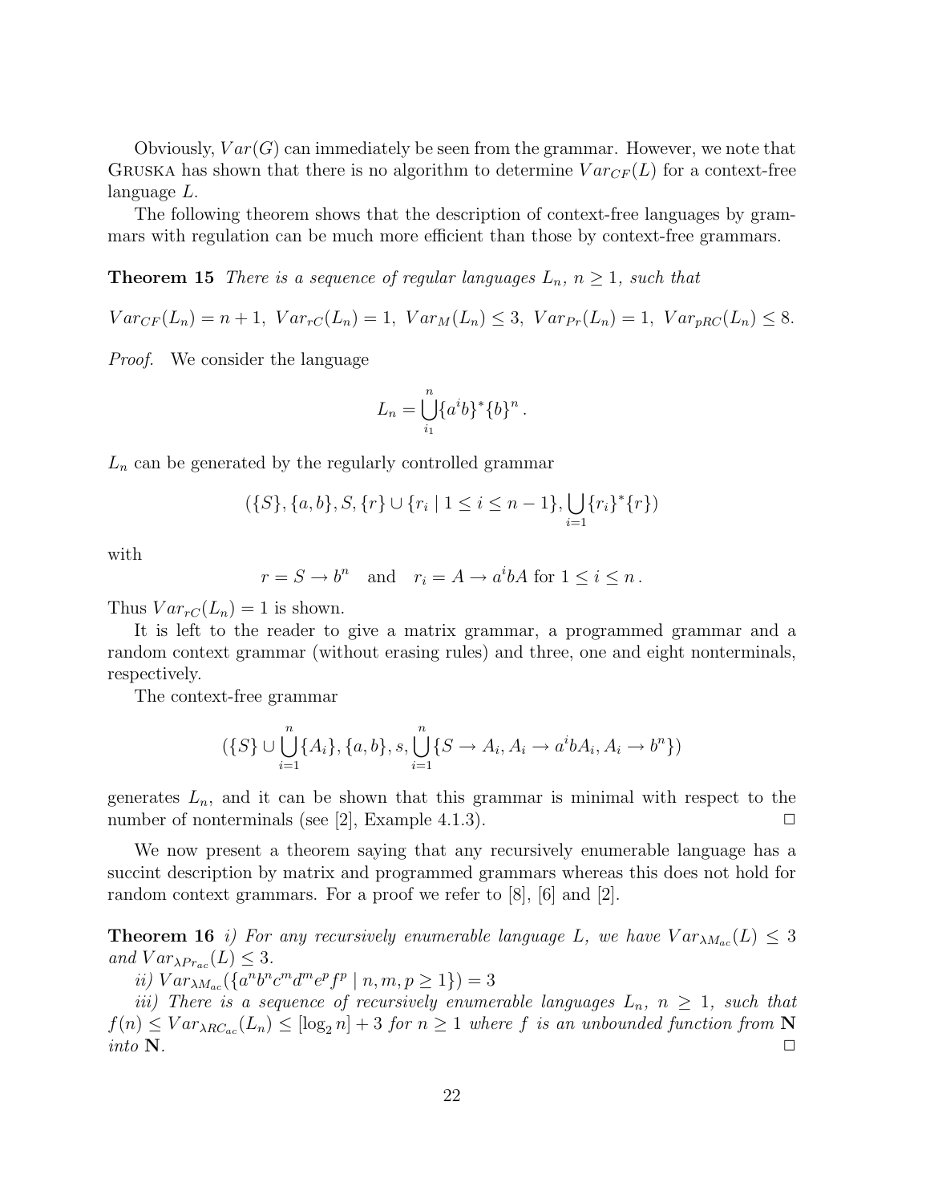Obviously, $Var(G)$ can immediately be seen from the grammar. However, we note that GRUSKA has shown that there is no algorithm to determine $Var_{CF}(L)$ for a context-free language $L$.

The following theorem shows that the description of context-free languages by grammars with regulation can be much more efficient than those by context-free grammars.

**Theorem 15** *There is a sequence of regular languages $L_n$, $n \geq 1$, such that*

$$Var_{CF}(L_n) = n+1,\ Var_{rC}(L_n) = 1,\ Var_M(L_n) \leq 3,\ Var_{Pr}(L_n) = 1,\ Var_{pRC}(L_n) \leq 8.$$

*Proof.* We consider the language

$$L_n = \bigcup_{i_1}^{n} \{a^i b\}^* \{b\}^n .$$

$L_n$ can be generated by the regularly controlled grammar

$$(\{S\}, \{a,b\}, S, \{r\} \cup \{r_i \mid 1 \leq i \leq n-1\}, \bigcup_{i=1} \{r_i\}^* \{r\})$$

with

$$r = S \to b^n \quad \text{and} \quad r_i = A \to a^i b A \text{ for } 1 \leq i \leq n .$$

Thus $Var_{rC}(L_n) = 1$ is shown.

It is left to the reader to give a matrix grammar, a programmed grammar and a random context grammar (without erasing rules) and three, one and eight nonterminals, respectively.

The context-free grammar

$$(\{S\} \cup \bigcup_{i=1}^{n} \{A_i\}, \{a,b\}, s, \bigcup_{i=1}^{n} \{S \to A_i, A_i \to a^i b A_i, A_i \to b^n\})$$

generates $L_n$, and it can be shown that this grammar is minimal with respect to the number of nonterminals (see [2], Example 4.1.3). □

We now present a theorem saying that any recursively enumerable language has a succint description by matrix and programmed grammars whereas this does not hold for random context grammars. For a proof we refer to [8], [6] and [2].

**Theorem 16** *i) For any recursively enumerable language $L$, we have $Var_{\lambda M_{ac}}(L) \leq 3$ and $Var_{\lambda Pr_{ac}}(L) \leq 3$.*

*ii) $Var_{\lambda M_{ac}}(\{a^n b^n c^m d^m e^p f^p \mid n,m,p \geq 1\}) = 3$*

*iii) There is a sequence of recursively enumerable languages $L_n$, $n \geq 1$, such that $f(n) \leq Var_{\lambda RC_{ac}}(L_n) \leq [\log_2 n] + 3$ for $n \geq 1$ where $f$ is an unbounded function from $\mathbf{N}$ into $\mathbf{N}$.* □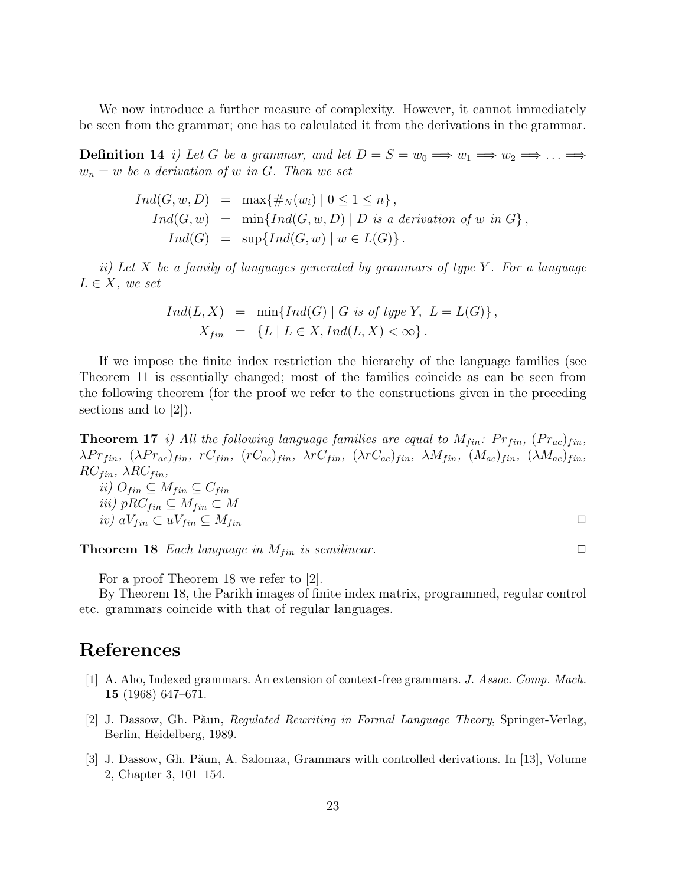We now introduce a further measure of complexity. However, it cannot immediately be seen from the grammar; one has to calculated it from the derivations in the grammar.

**Definition 14** *i) Let $G$ be a grammar, and let $D = S = w_0 \Longrightarrow w_1 \Longrightarrow w_2 \Longrightarrow \ldots \Longrightarrow w_n = w$ be a derivation of $w$ in $G$. Then we set*

$$
\begin{aligned}
Ind(G, w, D) &= \max\{\#_N(w_i) \mid 0 \leq 1 \leq n\}, \\
Ind(G, w) &= \min\{Ind(G, w, D) \mid D \text{ is a derivation of } w \text{ in } G\}, \\
Ind(G) &= \sup\{Ind(G, w) \mid w \in L(G)\}.
\end{aligned}
$$

*ii) Let $X$ be a family of languages generated by grammars of type $Y$. For a language $L \in X$, we set*

$$
\begin{aligned}
Ind(L, X) &= \min\{Ind(G) \mid G \text{ is of type } Y,\ L = L(G)\}, \\
X_{fin} &= \{L \mid L \in X, Ind(L, X) < \infty\}.
\end{aligned}
$$

If we impose the finite index restriction the hierarchy of the language families (see Theorem 11 is essentially changed; most of the families coincide as can be seen from the following theorem (for the proof we refer to the constructions given in the preceding sections and to [2]).

**Theorem 17** *i) All the following language families are equal to $M_{fin}$: $Pr_{fin}$, $(Pr_{ac})_{fin}$, $\lambda Pr_{fin}$, $(\lambda Pr_{ac})_{fin}$, $rC_{fin}$, $(rC_{ac})_{fin}$, $\lambda rC_{fin}$, $(\lambda rC_{ac})_{fin}$, $\lambda M_{fin}$, $(M_{ac})_{fin}$, $(\lambda M_{ac})_{fin}$, $RC_{fin}$, $\lambda RC_{fin}$,*
*ii) $O_{fin} \subseteq M_{fin} \subseteq C_{fin}$*
*iii) $pRC_{fin} \subseteq M_{fin} \subset M$*
*iv) $aV_{fin} \subset uV_{fin} \subseteq M_{fin}$* □

**Theorem 18** *Each language in $M_{fin}$ is semilinear.* □

For a proof Theorem 18 we refer to [2].

By Theorem 18, the Parikh images of finite index matrix, programmed, regular control etc. grammars coincide with that of regular languages.

# References

[1] A. Aho, Indexed grammars. An extension of context-free grammars. *J. Assoc. Comp. Mach.* **15** (1968) 647–671.

[2] J. Dassow, Gh. Păun, *Regulated Rewriting in Formal Language Theory*, Springer-Verlag, Berlin, Heidelberg, 1989.

[3] J. Dassow, Gh. Păun, A. Salomaa, Grammars with controlled derivations. In [13], Volume 2, Chapter 3, 101–154.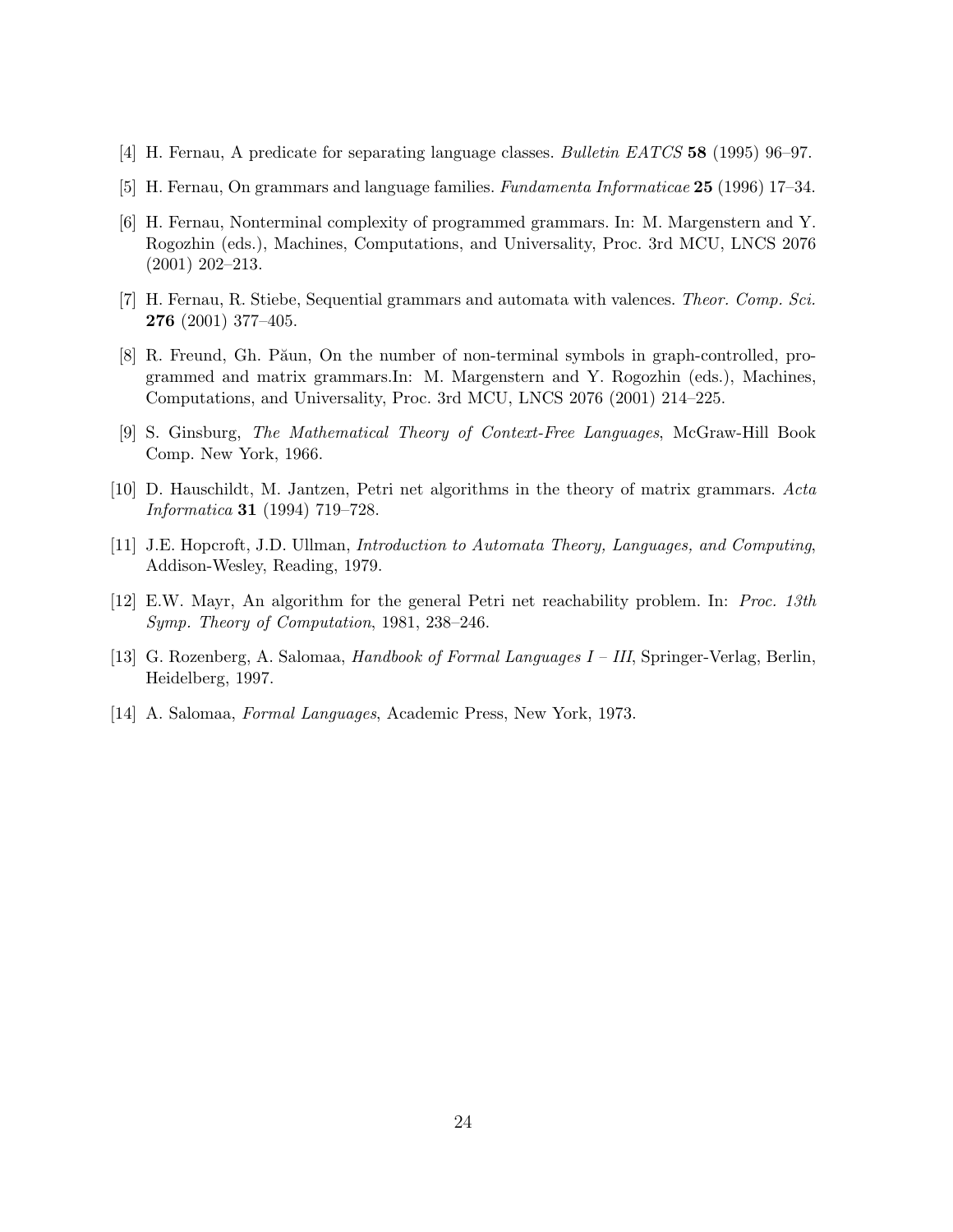[4] H. Fernau, A predicate for separating language classes. *Bulletin EATCS* **58** (1995) 96–97.

[5] H. Fernau, On grammars and language families. *Fundamenta Informaticae* **25** (1996) 17–34.

[6] H. Fernau, Nonterminal complexity of programmed grammars. In: M. Margenstern and Y. Rogozhin (eds.), Machines, Computations, and Universality, Proc. 3rd MCU, LNCS 2076 (2001) 202–213.

[7] H. Fernau, R. Stiebe, Sequential grammars and automata with valences. *Theor. Comp. Sci.* **276** (2001) 377–405.

[8] R. Freund, Gh. Păun, On the number of non-terminal symbols in graph-controlled, programmed and matrix grammars.In: M. Margenstern and Y. Rogozhin (eds.), Machines, Computations, and Universality, Proc. 3rd MCU, LNCS 2076 (2001) 214–225.

[9] S. Ginsburg, *The Mathematical Theory of Context-Free Languages*, McGraw-Hill Book Comp. New York, 1966.

[10] D. Hauschildt, M. Jantzen, Petri net algorithms in the theory of matrix grammars. *Acta Informatica* **31** (1994) 719–728.

[11] J.E. Hopcroft, J.D. Ullman, *Introduction to Automata Theory, Languages, and Computing*, Addison-Wesley, Reading, 1979.

[12] E.W. Mayr, An algorithm for the general Petri net reachability problem. In: *Proc. 13th Symp. Theory of Computation*, 1981, 238–246.

[13] G. Rozenberg, A. Salomaa, *Handbook of Formal Languages I – III*, Springer-Verlag, Berlin, Heidelberg, 1997.

[14] A. Salomaa, *Formal Languages*, Academic Press, New York, 1973.